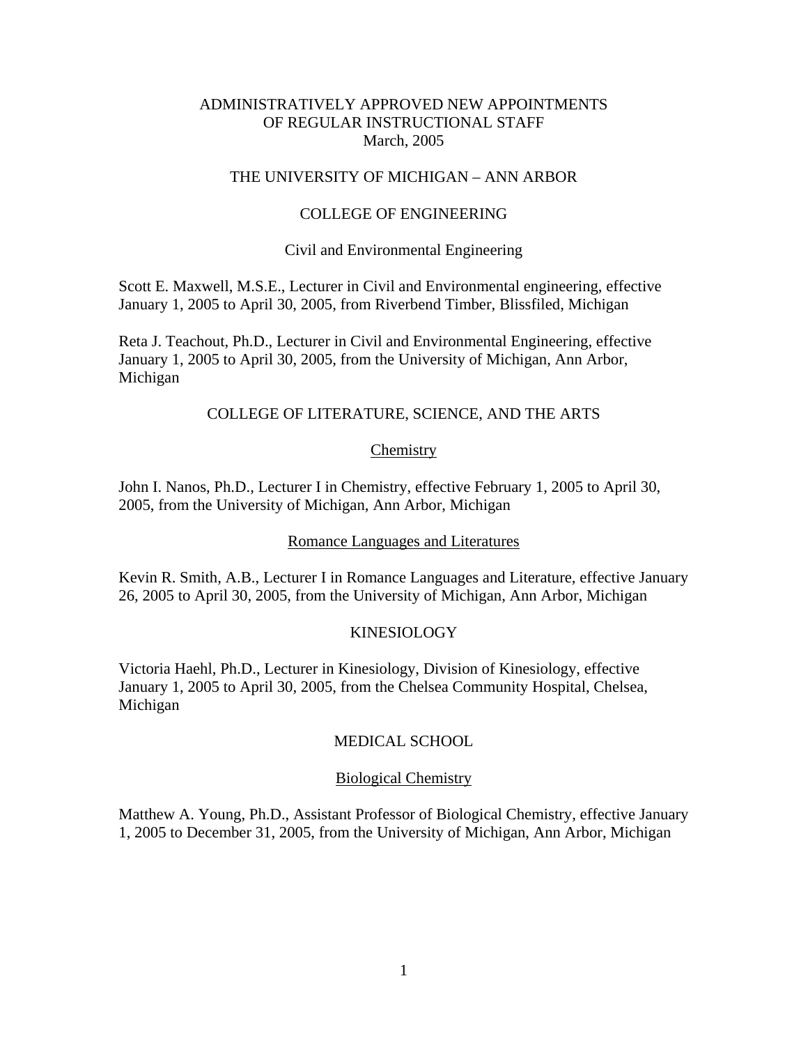# ADMINISTRATIVELY APPROVED NEW APPOINTMENTS OF REGULAR INSTRUCTIONAL STAFF
March, 2005

## THE UNIVERSITY OF MICHIGAN – ANN ARBOR

### COLLEGE OF ENGINEERING

#### Civil and Environmental Engineering

Scott E. Maxwell, M.S.E., Lecturer in Civil and Environmental engineering, effective January 1, 2005 to April 30, 2005, from Riverbend Timber, Blissfiled, Michigan

Reta J. Teachout, Ph.D., Lecturer in Civil and Environmental Engineering, effective January 1, 2005 to April 30, 2005, from the University of Michigan, Ann Arbor, Michigan

### COLLEGE OF LITERATURE, SCIENCE, AND THE ARTS

#### Chemistry

John I. Nanos, Ph.D., Lecturer I in Chemistry, effective February 1, 2005 to April 30, 2005, from the University of Michigan, Ann Arbor, Michigan

#### Romance Languages and Literatures

Kevin R. Smith, A.B., Lecturer I in Romance Languages and Literature, effective January 26, 2005 to April 30, 2005, from the University of Michigan, Ann Arbor, Michigan

### KINESIOLOGY

Victoria Haehl, Ph.D., Lecturer in Kinesiology, Division of Kinesiology, effective January 1, 2005 to April 30, 2005, from the Chelsea Community Hospital, Chelsea, Michigan

### MEDICAL SCHOOL

#### Biological Chemistry

Matthew A. Young, Ph.D., Assistant Professor of Biological Chemistry, effective January 1, 2005 to December 31, 2005, from the University of Michigan, Ann Arbor, Michigan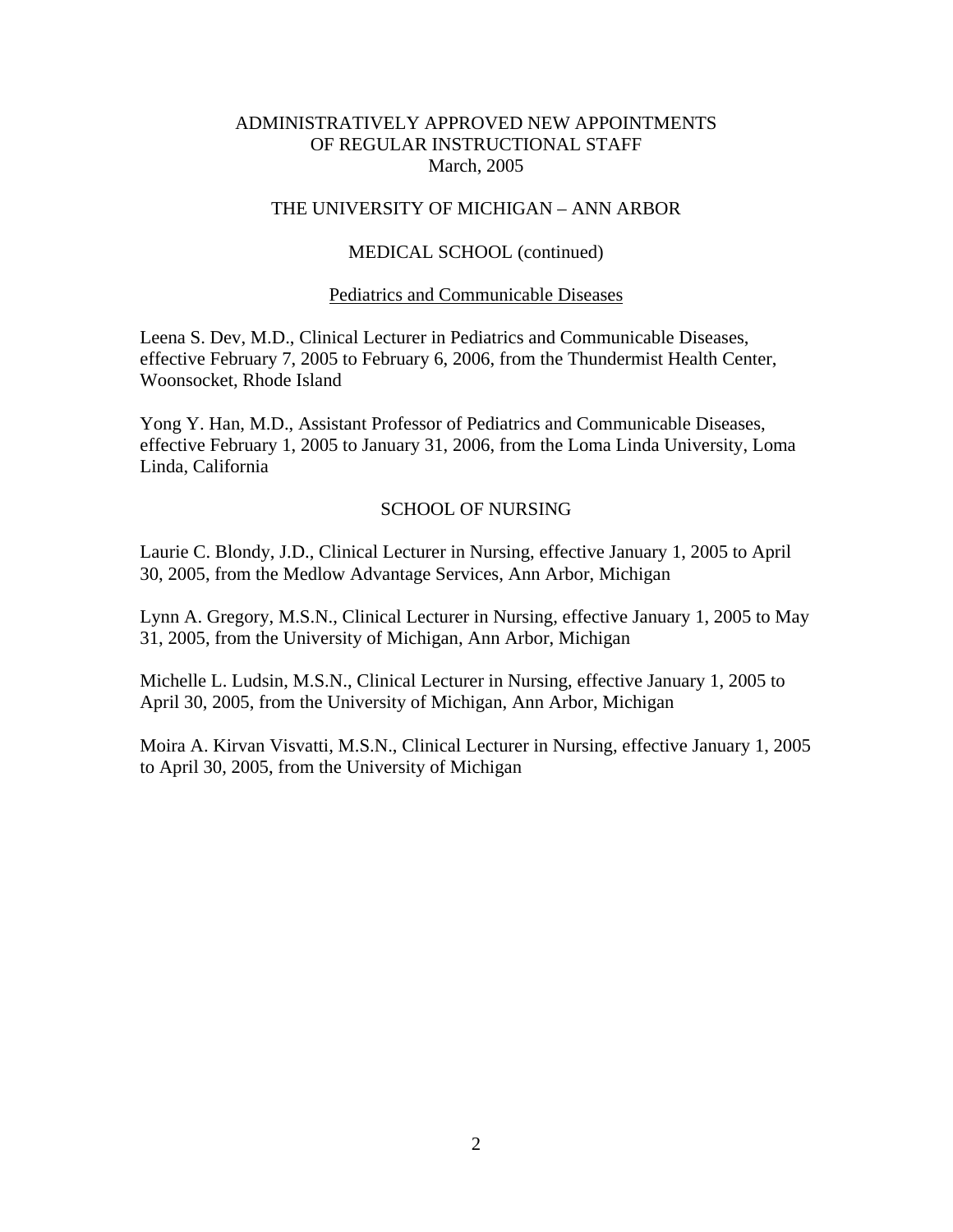ADMINISTRATIVELY APPROVED NEW APPOINTMENTS
OF REGULAR INSTRUCTIONAL STAFF
March, 2005

THE UNIVERSITY OF MICHIGAN – ANN ARBOR

MEDICAL SCHOOL (continued)

Pediatrics and Communicable Diseases

Leena S. Dev, M.D., Clinical Lecturer in Pediatrics and Communicable Diseases, effective February 7, 2005 to February 6, 2006, from the Thundermist Health Center, Woonsocket, Rhode Island

Yong Y. Han, M.D., Assistant Professor of Pediatrics and Communicable Diseases, effective February 1, 2005 to January 31, 2006, from the Loma Linda University, Loma Linda, California

SCHOOL OF NURSING

Laurie C. Blondy, J.D., Clinical Lecturer in Nursing, effective January 1, 2005 to April 30, 2005, from the Medlow Advantage Services, Ann Arbor, Michigan

Lynn A. Gregory, M.S.N., Clinical Lecturer in Nursing, effective January 1, 2005 to May 31, 2005, from the University of Michigan, Ann Arbor, Michigan

Michelle L. Ludsin, M.S.N., Clinical Lecturer in Nursing, effective January 1, 2005 to April 30, 2005, from the University of Michigan, Ann Arbor, Michigan

Moira A. Kirvan Visvatti, M.S.N., Clinical Lecturer in Nursing, effective January 1, 2005 to April 30, 2005, from the University of Michigan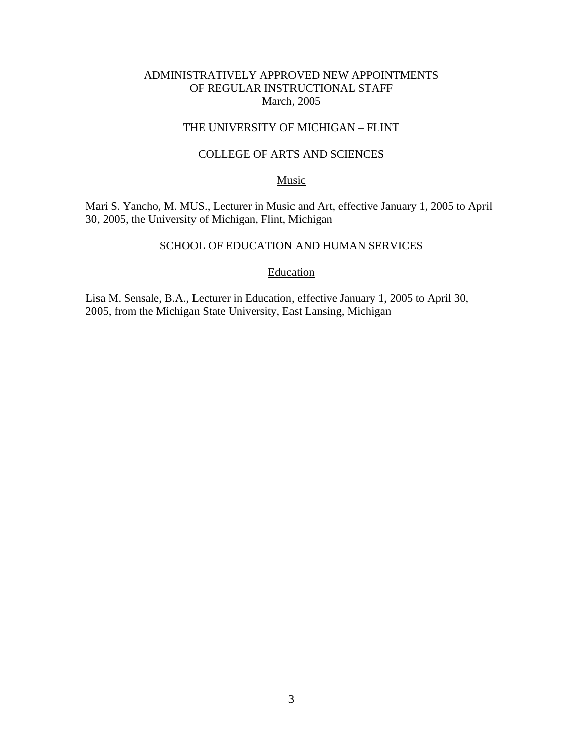# ADMINISTRATIVELY APPROVED NEW APPOINTMENTS OF REGULAR INSTRUCTIONAL STAFF
March, 2005

## THE UNIVERSITY OF MICHIGAN – FLINT

### COLLEGE OF ARTS AND SCIENCES

#### Music

Mari S. Yancho, M. MUS., Lecturer in Music and Art, effective January 1, 2005 to April 30, 2005, the University of Michigan, Flint, Michigan

### SCHOOL OF EDUCATION AND HUMAN SERVICES

#### Education

Lisa M. Sensale, B.A., Lecturer in Education, effective January 1, 2005 to April 30, 2005, from the Michigan State University, East Lansing, Michigan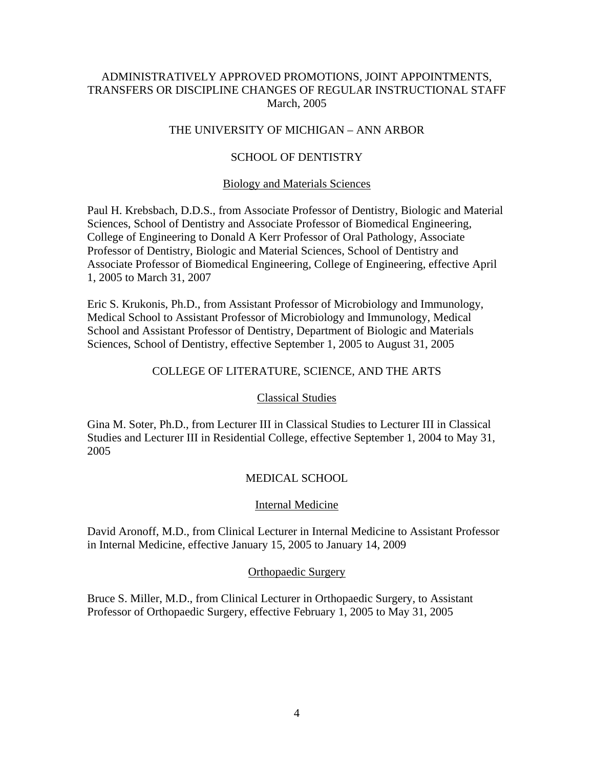# ADMINISTRATIVELY APPROVED PROMOTIONS, JOINT APPOINTMENTS, TRANSFERS OR DISCIPLINE CHANGES OF REGULAR INSTRUCTIONAL STAFF
March, 2005

## THE UNIVERSITY OF MICHIGAN – ANN ARBOR

### SCHOOL OF DENTISTRY

#### Biology and Materials Sciences

Paul H. Krebsbach, D.D.S., from Associate Professor of Dentistry, Biologic and Material Sciences, School of Dentistry and Associate Professor of Biomedical Engineering, College of Engineering to Donald A Kerr Professor of Oral Pathology, Associate Professor of Dentistry, Biologic and Material Sciences, School of Dentistry and Associate Professor of Biomedical Engineering, College of Engineering, effective April 1, 2005 to March 31, 2007

Eric S. Krukonis, Ph.D., from Assistant Professor of Microbiology and Immunology, Medical School to Assistant Professor of Microbiology and Immunology, Medical School and Assistant Professor of Dentistry, Department of Biologic and Materials Sciences, School of Dentistry, effective September 1, 2005 to August 31, 2005

### COLLEGE OF LITERATURE, SCIENCE, AND THE ARTS

#### Classical Studies

Gina M. Soter, Ph.D., from Lecturer III in Classical Studies to Lecturer III in Classical Studies and Lecturer III in Residential College, effective September 1, 2004 to May 31, 2005

### MEDICAL SCHOOL

#### Internal Medicine

David Aronoff, M.D., from Clinical Lecturer in Internal Medicine to Assistant Professor in Internal Medicine, effective January 15, 2005 to January 14, 2009

#### Orthopaedic Surgery

Bruce S. Miller, M.D., from Clinical Lecturer in Orthopaedic Surgery, to Assistant Professor of Orthopaedic Surgery, effective February 1, 2005 to May 31, 2005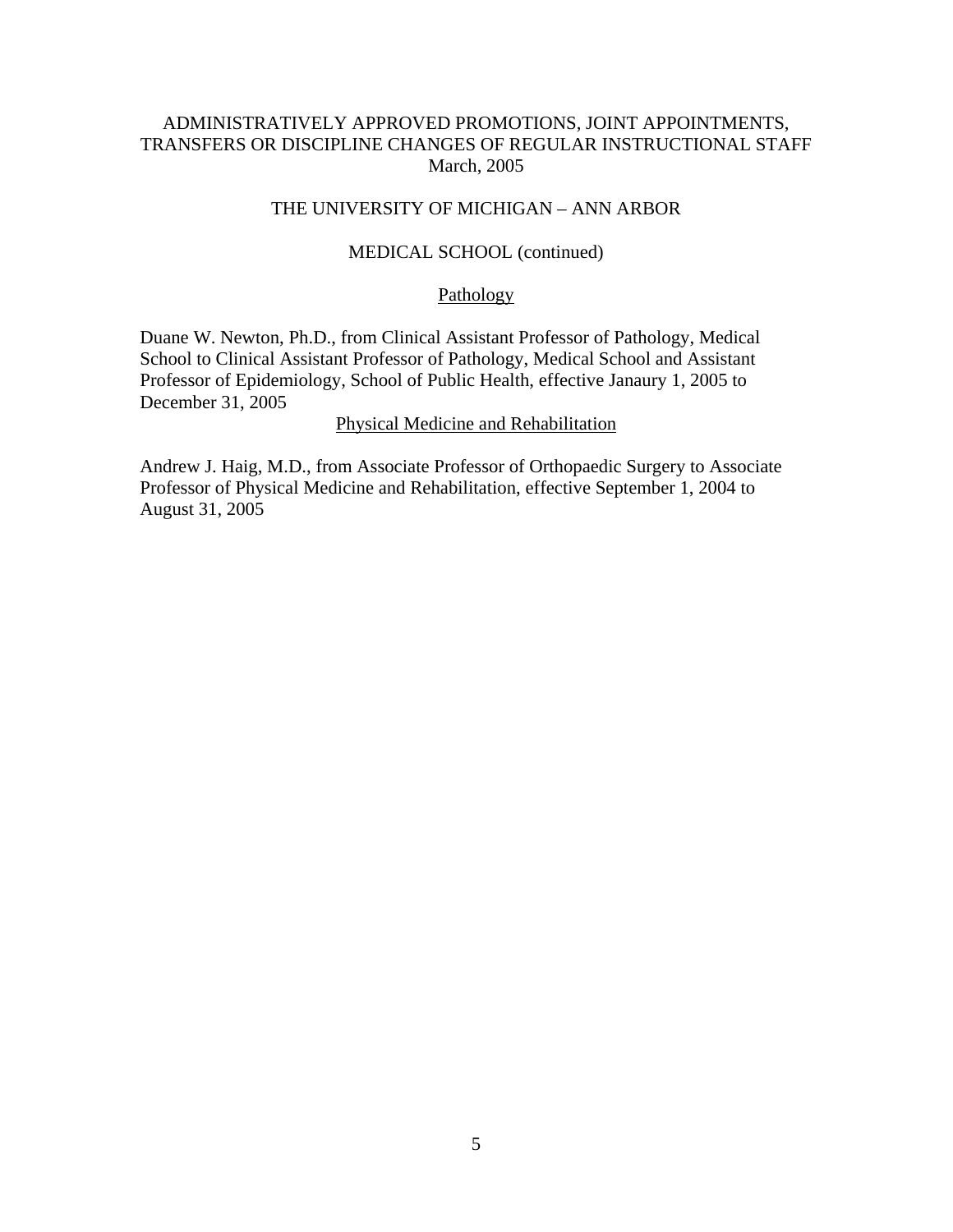ADMINISTRATIVELY APPROVED PROMOTIONS, JOINT APPOINTMENTS, TRANSFERS OR DISCIPLINE CHANGES OF REGULAR INSTRUCTIONAL STAFF
March, 2005

THE UNIVERSITY OF MICHIGAN – ANN ARBOR

MEDICAL SCHOOL (continued)

Pathology

Duane W. Newton, Ph.D., from Clinical Assistant Professor of Pathology, Medical School to Clinical Assistant Professor of Pathology, Medical School and Assistant Professor of Epidemiology, School of Public Health, effective Janaury 1, 2005 to December 31, 2005

Physical Medicine and Rehabilitation

Andrew J. Haig, M.D., from Associate Professor of Orthopaedic Surgery to Associate Professor of Physical Medicine and Rehabilitation, effective September 1, 2004 to August 31, 2005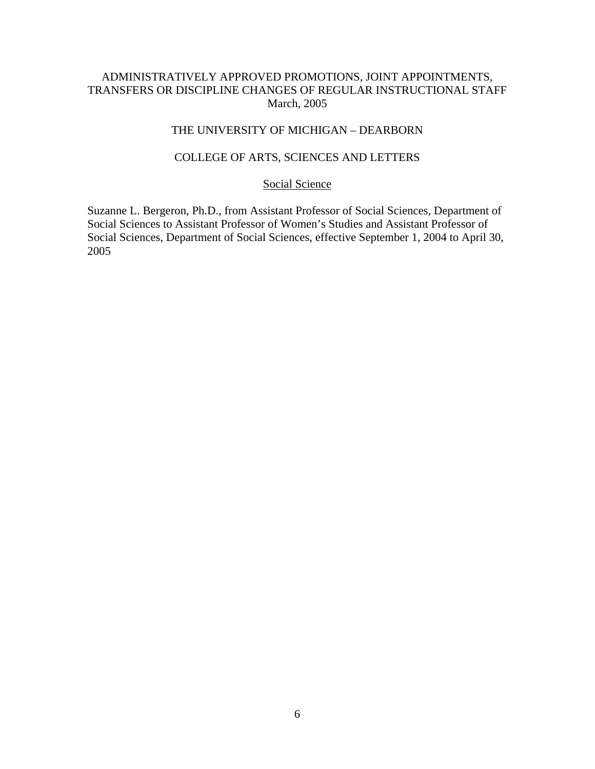ADMINISTRATIVELY APPROVED PROMOTIONS, JOINT APPOINTMENTS, TRANSFERS OR DISCIPLINE CHANGES OF REGULAR INSTRUCTIONAL STAFF
March, 2005

THE UNIVERSITY OF MICHIGAN – DEARBORN

COLLEGE OF ARTS, SCIENCES AND LETTERS

Social Science

Suzanne L. Bergeron, Ph.D., from Assistant Professor of Social Sciences, Department of Social Sciences to Assistant Professor of Women's Studies and Assistant Professor of Social Sciences, Department of Social Sciences, effective September 1, 2004 to April 30, 2005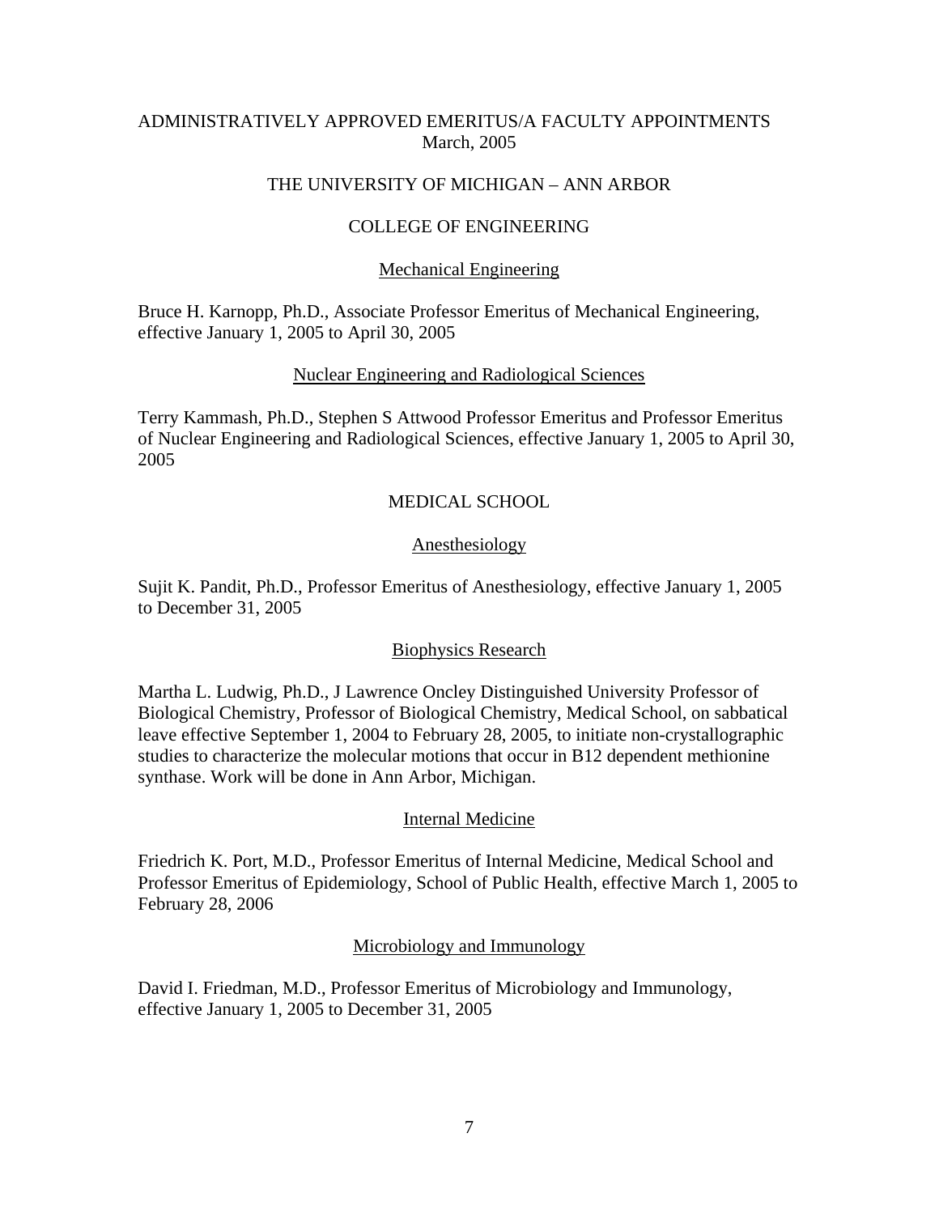# ADMINISTRATIVELY APPROVED EMERITUS/A FACULTY APPOINTMENTS
March, 2005

## THE UNIVERSITY OF MICHIGAN – ANN ARBOR

### COLLEGE OF ENGINEERING

#### Mechanical Engineering

Bruce H. Karnopp, Ph.D., Associate Professor Emeritus of Mechanical Engineering, effective January 1, 2005 to April 30, 2005

#### Nuclear Engineering and Radiological Sciences

Terry Kammash, Ph.D., Stephen S Attwood Professor Emeritus and Professor Emeritus of Nuclear Engineering and Radiological Sciences, effective January 1, 2005 to April 30, 2005

### MEDICAL SCHOOL

#### Anesthesiology

Sujit K. Pandit, Ph.D., Professor Emeritus of Anesthesiology, effective January 1, 2005 to December 31, 2005

#### Biophysics Research

Martha L. Ludwig, Ph.D., J Lawrence Oncley Distinguished University Professor of Biological Chemistry, Professor of Biological Chemistry, Medical School, on sabbatical leave effective September 1, 2004 to February 28, 2005, to initiate non-crystallographic studies to characterize the molecular motions that occur in B12 dependent methionine synthase. Work will be done in Ann Arbor, Michigan.

#### Internal Medicine

Friedrich K. Port, M.D., Professor Emeritus of Internal Medicine, Medical School and Professor Emeritus of Epidemiology, School of Public Health, effective March 1, 2005 to February 28, 2006

#### Microbiology and Immunology

David I. Friedman, M.D., Professor Emeritus of Microbiology and Immunology, effective January 1, 2005 to December 31, 2005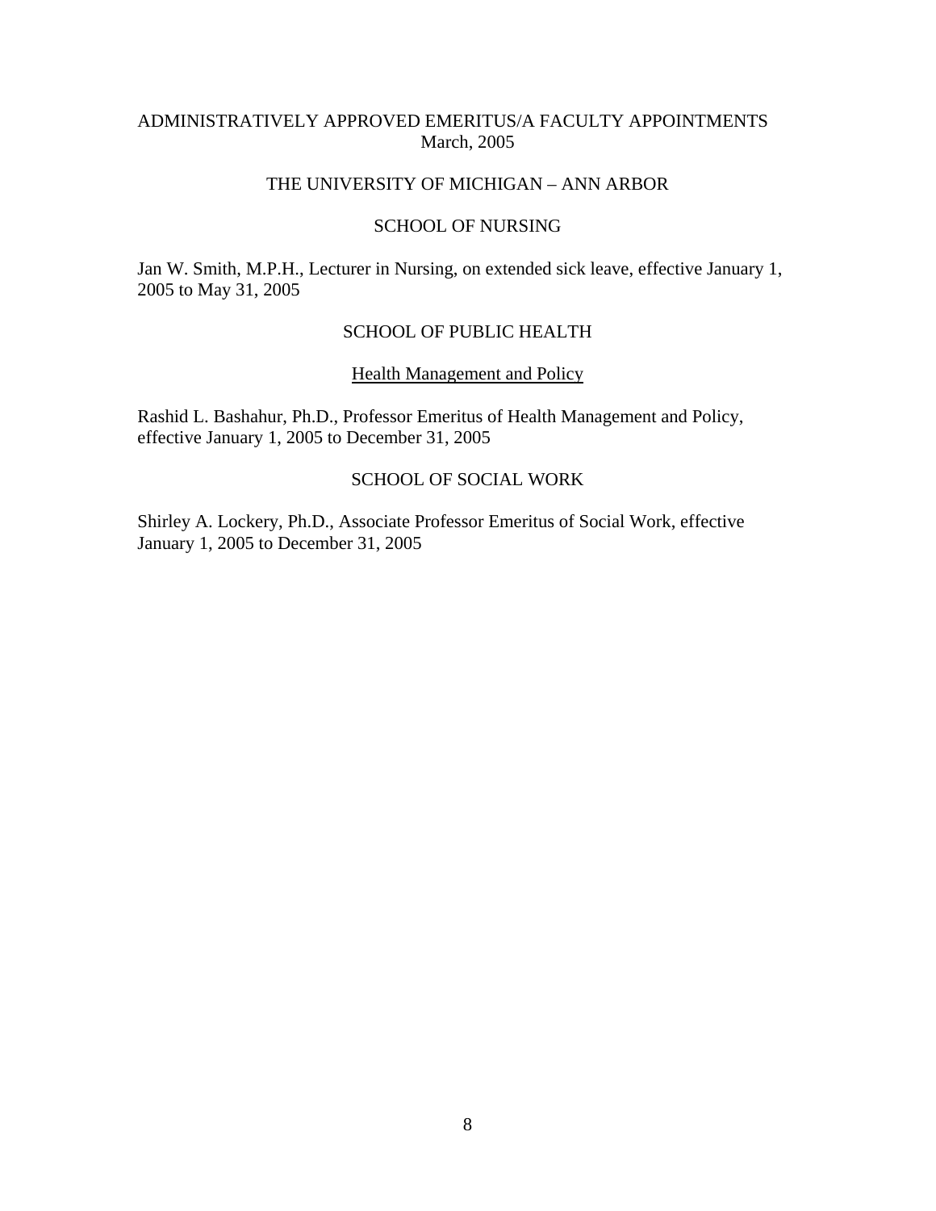# ADMINISTRATIVELY APPROVED EMERITUS/A FACULTY APPOINTMENTS
March, 2005

## THE UNIVERSITY OF MICHIGAN – ANN ARBOR

### SCHOOL OF NURSING

Jan W. Smith, M.P.H., Lecturer in Nursing, on extended sick leave, effective January 1, 2005 to May 31, 2005

### SCHOOL OF PUBLIC HEALTH

#### Health Management and Policy

Rashid L. Bashahur, Ph.D., Professor Emeritus of Health Management and Policy, effective January 1, 2005 to December 31, 2005

### SCHOOL OF SOCIAL WORK

Shirley A. Lockery, Ph.D., Associate Professor Emeritus of Social Work, effective January 1, 2005 to December 31, 2005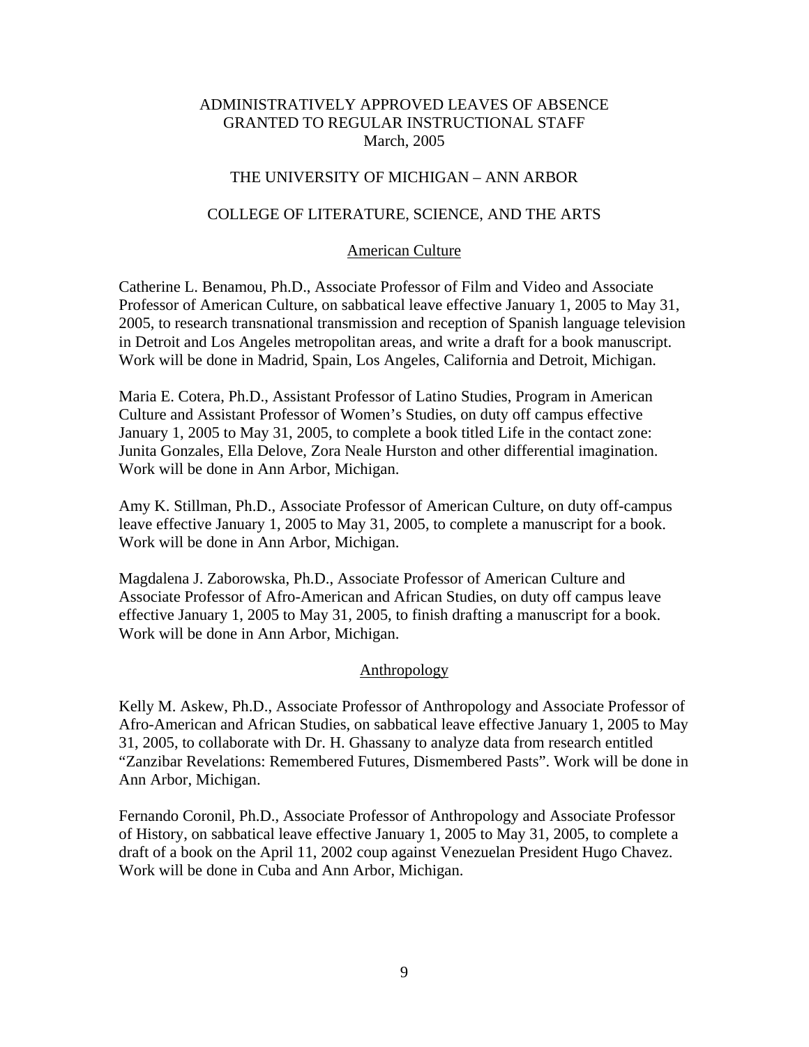ADMINISTRATIVELY APPROVED LEAVES OF ABSENCE
GRANTED TO REGULAR INSTRUCTIONAL STAFF
March, 2005

THE UNIVERSITY OF MICHIGAN – ANN ARBOR

COLLEGE OF LITERATURE, SCIENCE, AND THE ARTS

American Culture

Catherine L. Benamou, Ph.D., Associate Professor of Film and Video and Associate Professor of American Culture, on sabbatical leave effective January 1, 2005 to May 31, 2005, to research transnational transmission and reception of Spanish language television in Detroit and Los Angeles metropolitan areas, and write a draft for a book manuscript. Work will be done in Madrid, Spain, Los Angeles, California and Detroit, Michigan.

Maria E. Cotera, Ph.D., Assistant Professor of Latino Studies, Program in American Culture and Assistant Professor of Women's Studies, on duty off campus effective January 1, 2005 to May 31, 2005, to complete a book titled Life in the contact zone: Junita Gonzales, Ella Delove, Zora Neale Hurston and other differential imagination. Work will be done in Ann Arbor, Michigan.

Amy K. Stillman, Ph.D., Associate Professor of American Culture, on duty off-campus leave effective January 1, 2005 to May 31, 2005, to complete a manuscript for a book. Work will be done in Ann Arbor, Michigan.

Magdalena J. Zaborowska, Ph.D., Associate Professor of American Culture and Associate Professor of Afro-American and African Studies, on duty off campus leave effective January 1, 2005 to May 31, 2005, to finish drafting a manuscript for a book. Work will be done in Ann Arbor, Michigan.

Anthropology

Kelly M. Askew, Ph.D., Associate Professor of Anthropology and Associate Professor of Afro-American and African Studies, on sabbatical leave effective January 1, 2005 to May 31, 2005, to collaborate with Dr. H. Ghassany to analyze data from research entitled "Zanzibar Revelations: Remembered Futures, Dismembered Pasts". Work will be done in Ann Arbor, Michigan.

Fernando Coronil, Ph.D., Associate Professor of Anthropology and Associate Professor of History, on sabbatical leave effective January 1, 2005 to May 31, 2005, to complete a draft of a book on the April 11, 2002 coup against Venezuelan President Hugo Chavez. Work will be done in Cuba and Ann Arbor, Michigan.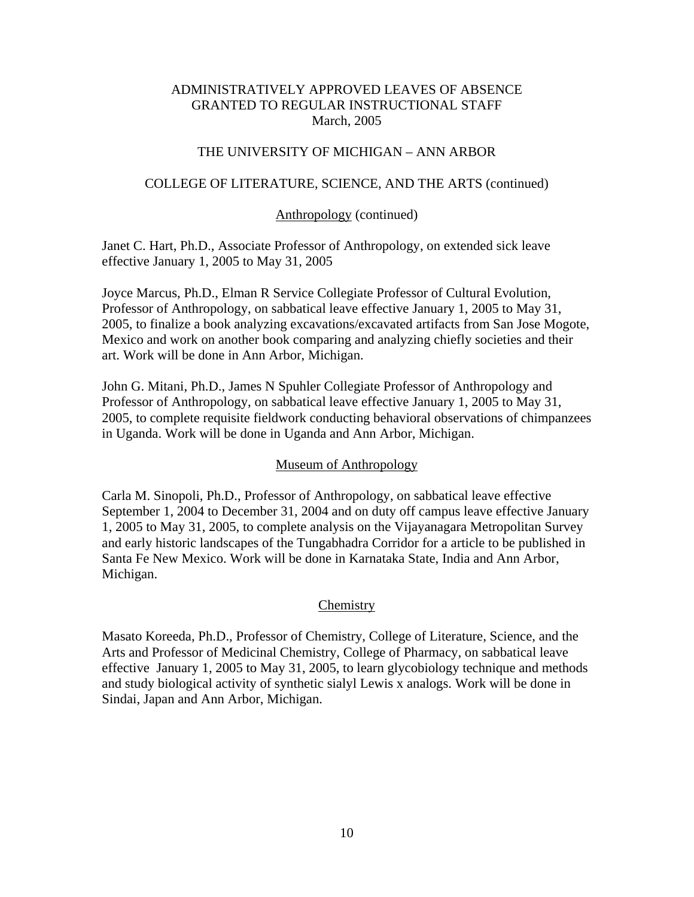ADMINISTRATIVELY APPROVED LEAVES OF ABSENCE
GRANTED TO REGULAR INSTRUCTIONAL STAFF
March, 2005

THE UNIVERSITY OF MICHIGAN – ANN ARBOR

COLLEGE OF LITERATURE, SCIENCE, AND THE ARTS (continued)

Anthropology (continued)

Janet C. Hart, Ph.D., Associate Professor of Anthropology, on extended sick leave effective January 1, 2005 to May 31, 2005

Joyce Marcus, Ph.D., Elman R Service Collegiate Professor of Cultural Evolution, Professor of Anthropology, on sabbatical leave effective January 1, 2005 to May 31, 2005, to finalize a book analyzing excavations/excavated artifacts from San Jose Mogote, Mexico and work on another book comparing and analyzing chiefly societies and their art. Work will be done in Ann Arbor, Michigan.

John G. Mitani, Ph.D., James N Spuhler Collegiate Professor of Anthropology and Professor of Anthropology, on sabbatical leave effective January 1, 2005 to May 31, 2005, to complete requisite fieldwork conducting behavioral observations of chimpanzees in Uganda. Work will be done in Uganda and Ann Arbor, Michigan.

Museum of Anthropology

Carla M. Sinopoli, Ph.D., Professor of Anthropology, on sabbatical leave effective September 1, 2004 to December 31, 2004 and on duty off campus leave effective January 1, 2005 to May 31, 2005, to complete analysis on the Vijayanagara Metropolitan Survey and early historic landscapes of the Tungabhadra Corridor for a article to be published in Santa Fe New Mexico. Work will be done in Karnataka State, India and Ann Arbor, Michigan.

Chemistry

Masato Koreeda, Ph.D., Professor of Chemistry, College of Literature, Science, and the Arts and Professor of Medicinal Chemistry, College of Pharmacy, on sabbatical leave effective January 1, 2005 to May 31, 2005, to learn glycobiology technique and methods and study biological activity of synthetic sialyl Lewis x analogs. Work will be done in Sindai, Japan and Ann Arbor, Michigan.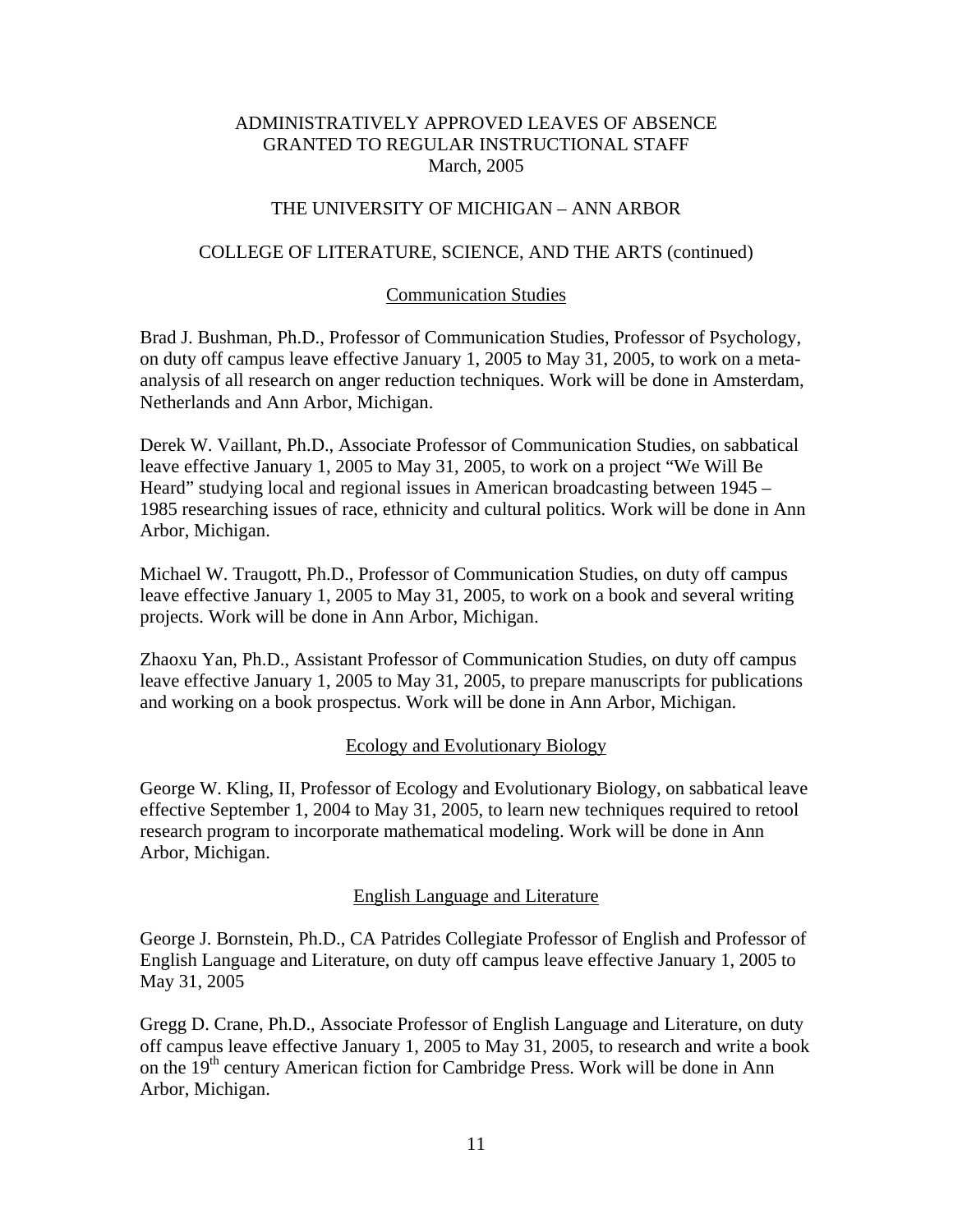ADMINISTRATIVELY APPROVED LEAVES OF ABSENCE
GRANTED TO REGULAR INSTRUCTIONAL STAFF
March, 2005

THE UNIVERSITY OF MICHIGAN – ANN ARBOR

COLLEGE OF LITERATURE, SCIENCE, AND THE ARTS (continued)

## Communication Studies

Brad J. Bushman, Ph.D., Professor of Communication Studies, Professor of Psychology, on duty off campus leave effective January 1, 2005 to May 31, 2005, to work on a meta-analysis of all research on anger reduction techniques. Work will be done in Amsterdam, Netherlands and Ann Arbor, Michigan.

Derek W. Vaillant, Ph.D., Associate Professor of Communication Studies, on sabbatical leave effective January 1, 2005 to May 31, 2005, to work on a project "We Will Be Heard" studying local and regional issues in American broadcasting between 1945 – 1985 researching issues of race, ethnicity and cultural politics. Work will be done in Ann Arbor, Michigan.

Michael W. Traugott, Ph.D., Professor of Communication Studies, on duty off campus leave effective January 1, 2005 to May 31, 2005, to work on a book and several writing projects. Work will be done in Ann Arbor, Michigan.

Zhaoxu Yan, Ph.D., Assistant Professor of Communication Studies, on duty off campus leave effective January 1, 2005 to May 31, 2005, to prepare manuscripts for publications and working on a book prospectus. Work will be done in Ann Arbor, Michigan.

## Ecology and Evolutionary Biology

George W. Kling, II, Professor of Ecology and Evolutionary Biology, on sabbatical leave effective September 1, 2004 to May 31, 2005, to learn new techniques required to retool research program to incorporate mathematical modeling. Work will be done in Ann Arbor, Michigan.

## English Language and Literature

George J. Bornstein, Ph.D., CA Patrides Collegiate Professor of English and Professor of English Language and Literature, on duty off campus leave effective January 1, 2005 to May 31, 2005

Gregg D. Crane, Ph.D., Associate Professor of English Language and Literature, on duty off campus leave effective January 1, 2005 to May 31, 2005, to research and write a book on the 19th century American fiction for Cambridge Press. Work will be done in Ann Arbor, Michigan.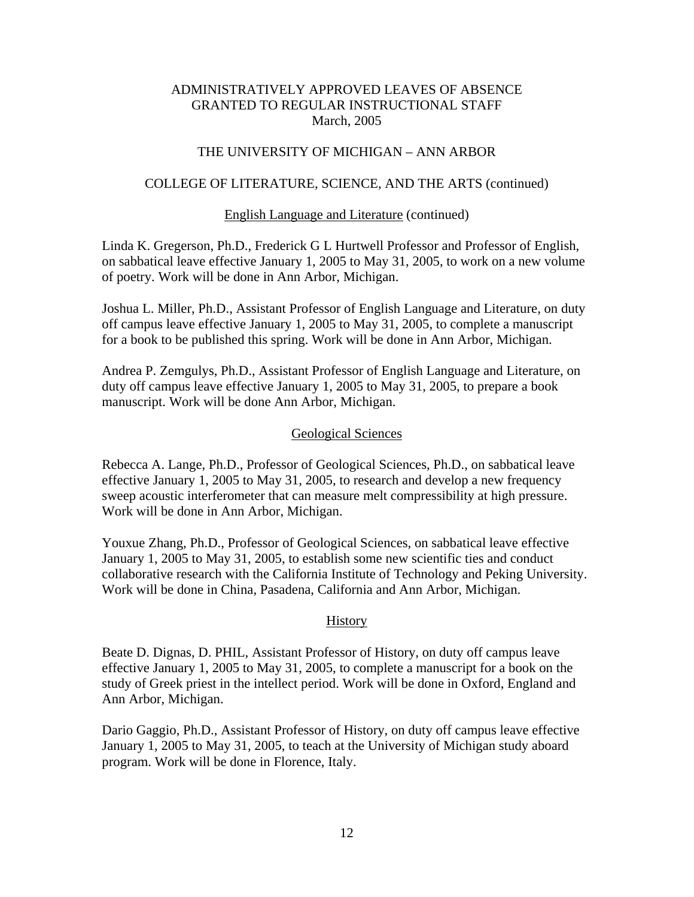ADMINISTRATIVELY APPROVED LEAVES OF ABSENCE
GRANTED TO REGULAR INSTRUCTIONAL STAFF
March, 2005

THE UNIVERSITY OF MICHIGAN – ANN ARBOR

COLLEGE OF LITERATURE, SCIENCE, AND THE ARTS (continued)

English Language and Literature (continued)

Linda K. Gregerson, Ph.D., Frederick G L Hurtwell Professor and Professor of English, on sabbatical leave effective January 1, 2005 to May 31, 2005, to work on a new volume of poetry. Work will be done in Ann Arbor, Michigan.

Joshua L. Miller, Ph.D., Assistant Professor of English Language and Literature, on duty off campus leave effective January 1, 2005 to May 31, 2005, to complete a manuscript for a book to be published this spring. Work will be done in Ann Arbor, Michigan.

Andrea P. Zemgulys, Ph.D., Assistant Professor of English Language and Literature, on duty off campus leave effective January 1, 2005 to May 31, 2005, to prepare a book manuscript. Work will be done Ann Arbor, Michigan.

Geological Sciences

Rebecca A. Lange, Ph.D., Professor of Geological Sciences, Ph.D., on sabbatical leave effective January 1, 2005 to May 31, 2005, to research and develop a new frequency sweep acoustic interferometer that can measure melt compressibility at high pressure. Work will be done in Ann Arbor, Michigan.

Youxue Zhang, Ph.D., Professor of Geological Sciences, on sabbatical leave effective January 1, 2005 to May 31, 2005, to establish some new scientific ties and conduct collaborative research with the California Institute of Technology and Peking University. Work will be done in China, Pasadena, California and Ann Arbor, Michigan.

History

Beate D. Dignas, D. PHIL, Assistant Professor of History, on duty off campus leave effective January 1, 2005 to May 31, 2005, to complete a manuscript for a book on the study of Greek priest in the intellect period. Work will be done in Oxford, England and Ann Arbor, Michigan.

Dario Gaggio, Ph.D., Assistant Professor of History, on duty off campus leave effective January 1, 2005 to May 31, 2005, to teach at the University of Michigan study aboard program. Work will be done in Florence, Italy.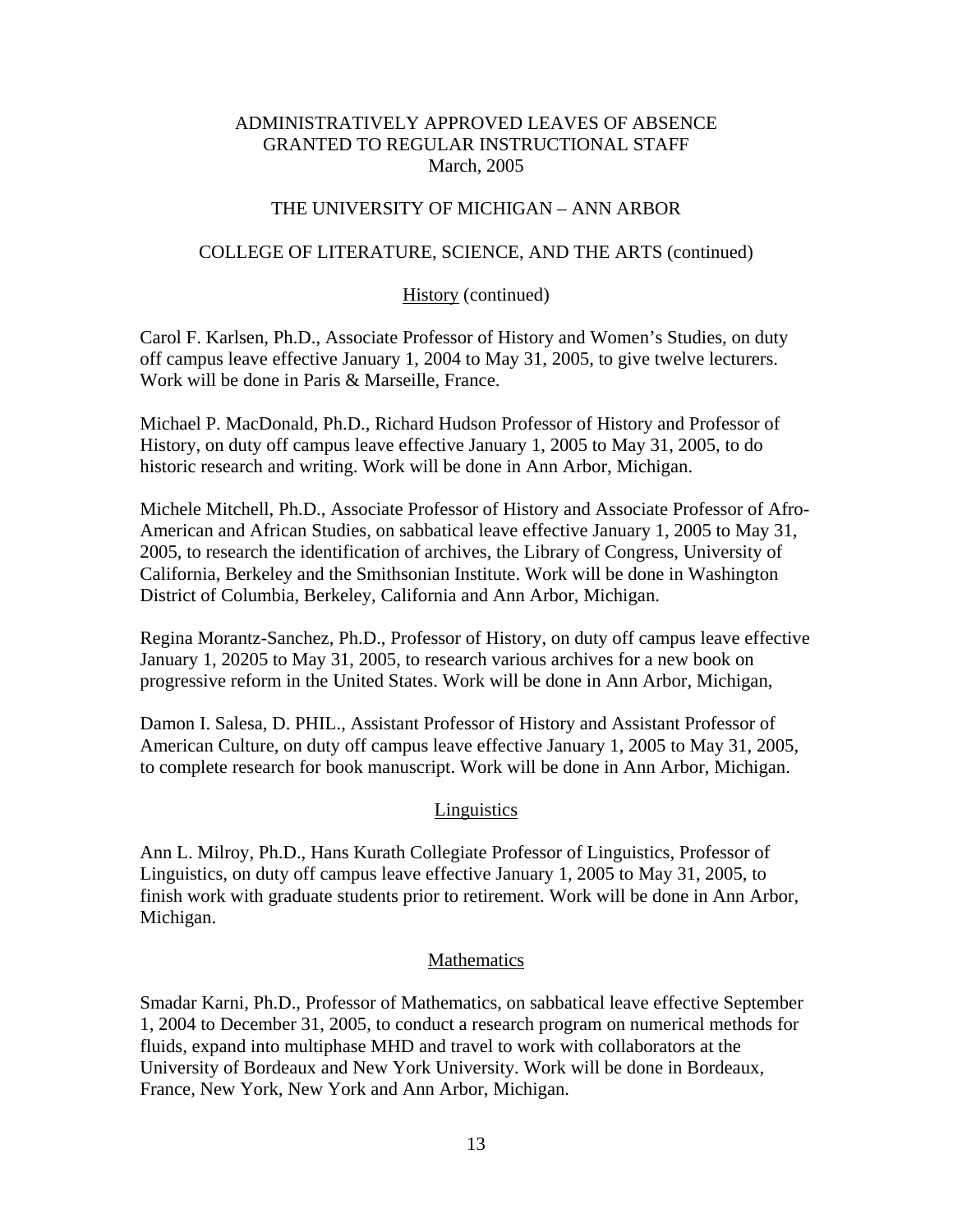ADMINISTRATIVELY APPROVED LEAVES OF ABSENCE
GRANTED TO REGULAR INSTRUCTIONAL STAFF
March, 2005

THE UNIVERSITY OF MICHIGAN – ANN ARBOR

COLLEGE OF LITERATURE, SCIENCE, AND THE ARTS (continued)

History (continued)

Carol F. Karlsen, Ph.D., Associate Professor of History and Women's Studies, on duty off campus leave effective January 1, 2004 to May 31, 2005, to give twelve lecturers. Work will be done in Paris & Marseille, France.

Michael P. MacDonald, Ph.D., Richard Hudson Professor of History and Professor of History, on duty off campus leave effective January 1, 2005 to May 31, 2005, to do historic research and writing. Work will be done in Ann Arbor, Michigan.

Michele Mitchell, Ph.D., Associate Professor of History and Associate Professor of Afro-American and African Studies, on sabbatical leave effective January 1, 2005 to May 31, 2005, to research the identification of archives, the Library of Congress, University of California, Berkeley and the Smithsonian Institute. Work will be done in Washington District of Columbia, Berkeley, California and Ann Arbor, Michigan.

Regina Morantz-Sanchez, Ph.D., Professor of History, on duty off campus leave effective January 1, 20205 to May 31, 2005, to research various archives for a new book on progressive reform in the United States. Work will be done in Ann Arbor, Michigan,

Damon I. Salesa, D. PHIL., Assistant Professor of History and Assistant Professor of American Culture, on duty off campus leave effective January 1, 2005 to May 31, 2005, to complete research for book manuscript. Work will be done in Ann Arbor, Michigan.

Linguistics

Ann L. Milroy, Ph.D., Hans Kurath Collegiate Professor of Linguistics, Professor of Linguistics, on duty off campus leave effective January 1, 2005 to May 31, 2005, to finish work with graduate students prior to retirement. Work will be done in Ann Arbor, Michigan.

Mathematics

Smadar Karni, Ph.D., Professor of Mathematics, on sabbatical leave effective September 1, 2004 to December 31, 2005, to conduct a research program on numerical methods for fluids, expand into multiphase MHD and travel to work with collaborators at the University of Bordeaux and New York University. Work will be done in Bordeaux, France, New York, New York and Ann Arbor, Michigan.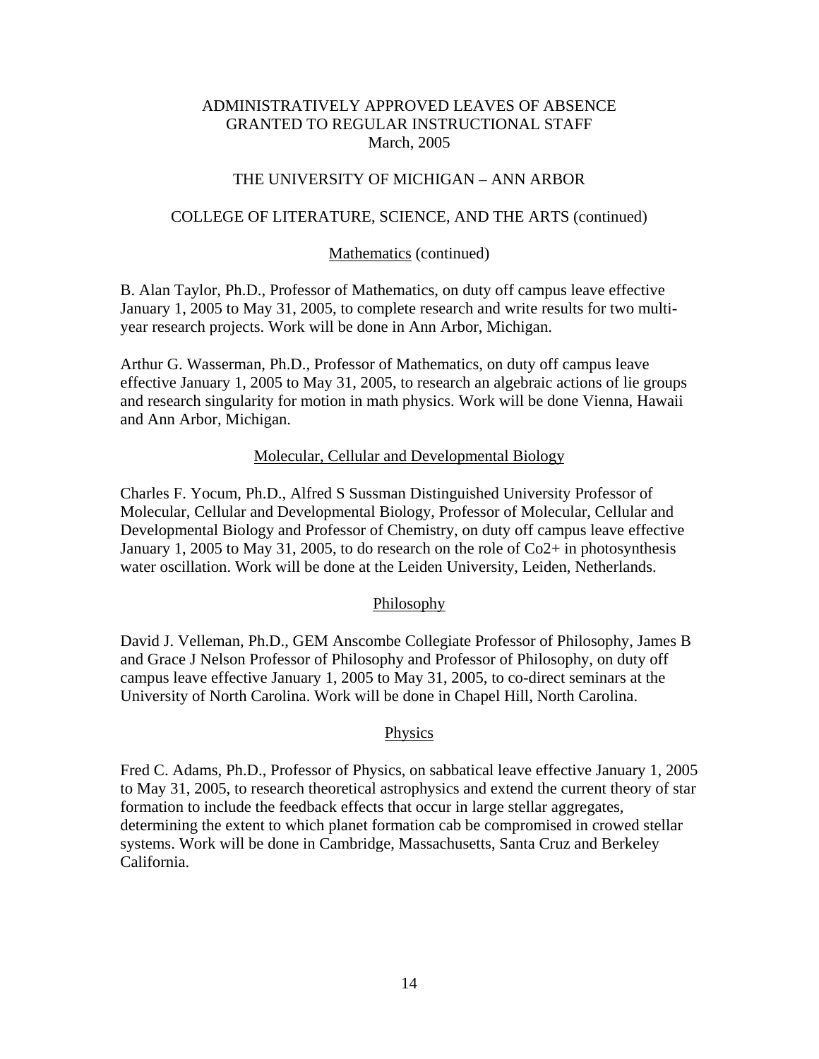ADMINISTRATIVELY APPROVED LEAVES OF ABSENCE
GRANTED TO REGULAR INSTRUCTIONAL STAFF
March, 2005

THE UNIVERSITY OF MICHIGAN – ANN ARBOR

COLLEGE OF LITERATURE, SCIENCE, AND THE ARTS (continued)

Mathematics (continued)

B. Alan Taylor, Ph.D., Professor of Mathematics, on duty off campus leave effective January 1, 2005 to May 31, 2005, to complete research and write results for two multi-year research projects. Work will be done in Ann Arbor, Michigan.

Arthur G. Wasserman, Ph.D., Professor of Mathematics, on duty off campus leave effective January 1, 2005 to May 31, 2005, to research an algebraic actions of lie groups and research singularity for motion in math physics. Work will be done Vienna, Hawaii and Ann Arbor, Michigan.

Molecular, Cellular and Developmental Biology

Charles F. Yocum, Ph.D., Alfred S Sussman Distinguished University Professor of Molecular, Cellular and Developmental Biology, Professor of Molecular, Cellular and Developmental Biology and Professor of Chemistry, on duty off campus leave effective January 1, 2005 to May 31, 2005, to do research on the role of Co2+ in photosynthesis water oscillation. Work will be done at the Leiden University, Leiden, Netherlands.

Philosophy

David J. Velleman, Ph.D., GEM Anscombe Collegiate Professor of Philosophy, James B and Grace J Nelson Professor of Philosophy and Professor of Philosophy, on duty off campus leave effective January 1, 2005 to May 31, 2005, to co-direct seminars at the University of North Carolina. Work will be done in Chapel Hill, North Carolina.

Physics

Fred C. Adams, Ph.D., Professor of Physics, on sabbatical leave effective January 1, 2005 to May 31, 2005, to research theoretical astrophysics and extend the current theory of star formation to include the feedback effects that occur in large stellar aggregates, determining the extent to which planet formation cab be compromised in crowed stellar systems. Work will be done in Cambridge, Massachusetts, Santa Cruz and Berkeley California.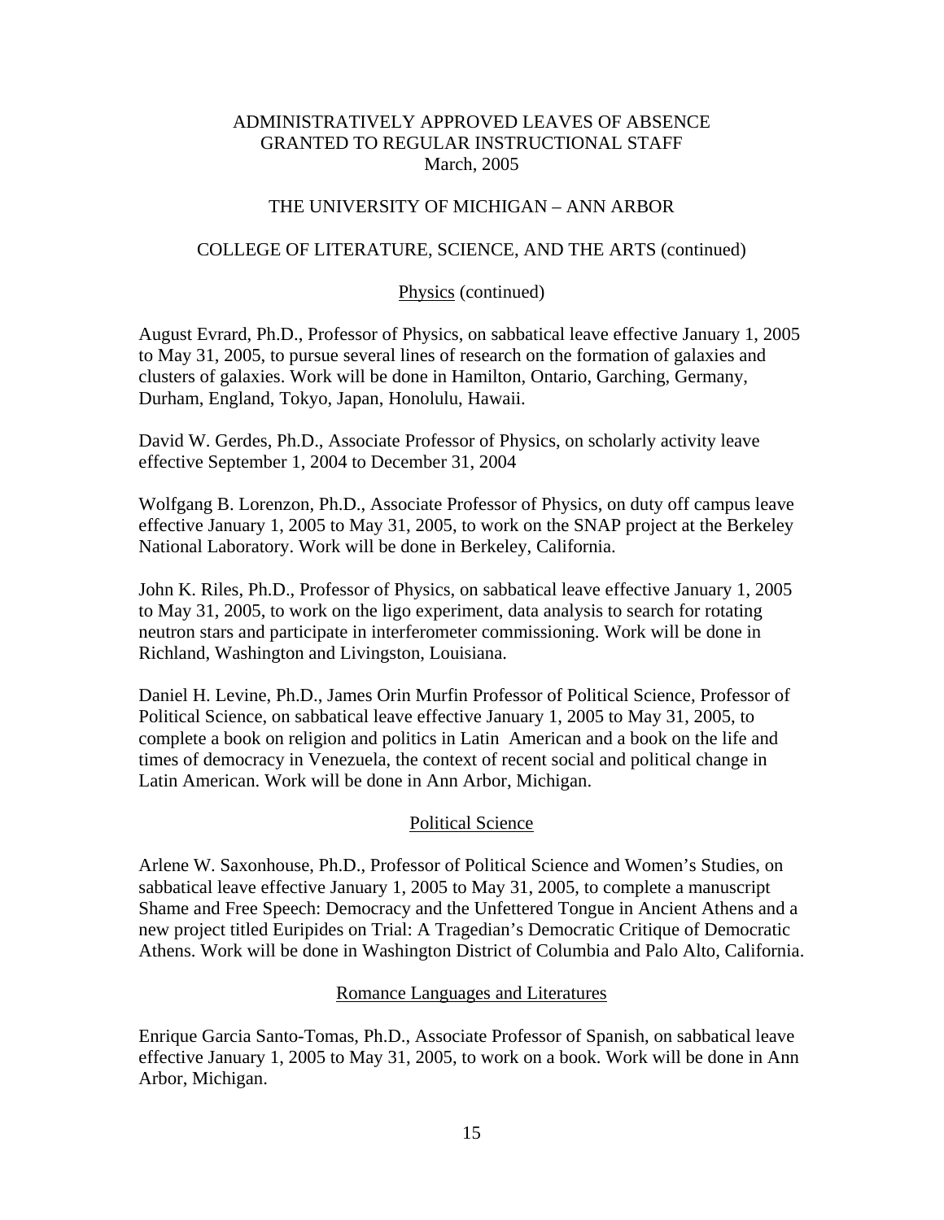ADMINISTRATIVELY APPROVED LEAVES OF ABSENCE
GRANTED TO REGULAR INSTRUCTIONAL STAFF
March, 2005

THE UNIVERSITY OF MICHIGAN – ANN ARBOR

COLLEGE OF LITERATURE, SCIENCE, AND THE ARTS (continued)

Physics (continued)

August Evrard, Ph.D., Professor of Physics, on sabbatical leave effective January 1, 2005 to May 31, 2005, to pursue several lines of research on the formation of galaxies and clusters of galaxies. Work will be done in Hamilton, Ontario, Garching, Germany, Durham, England, Tokyo, Japan, Honolulu, Hawaii.

David W. Gerdes, Ph.D., Associate Professor of Physics, on scholarly activity leave effective September 1, 2004 to December 31, 2004

Wolfgang B. Lorenzon, Ph.D., Associate Professor of Physics, on duty off campus leave effective January 1, 2005 to May 31, 2005, to work on the SNAP project at the Berkeley National Laboratory. Work will be done in Berkeley, California.

John K. Riles, Ph.D., Professor of Physics, on sabbatical leave effective January 1, 2005 to May 31, 2005, to work on the ligo experiment, data analysis to search for rotating neutron stars and participate in interferometer commissioning. Work will be done in Richland, Washington and Livingston, Louisiana.

Daniel H. Levine, Ph.D., James Orin Murfin Professor of Political Science, Professor of Political Science, on sabbatical leave effective January 1, 2005 to May 31, 2005, to complete a book on religion and politics in Latin American and a book on the life and times of democracy in Venezuela, the context of recent social and political change in Latin American. Work will be done in Ann Arbor, Michigan.

Political Science

Arlene W. Saxonhouse, Ph.D., Professor of Political Science and Women's Studies, on sabbatical leave effective January 1, 2005 to May 31, 2005, to complete a manuscript Shame and Free Speech: Democracy and the Unfettered Tongue in Ancient Athens and a new project titled Euripides on Trial: A Tragedian's Democratic Critique of Democratic Athens. Work will be done in Washington District of Columbia and Palo Alto, California.

Romance Languages and Literatures

Enrique Garcia Santo-Tomas, Ph.D., Associate Professor of Spanish, on sabbatical leave effective January 1, 2005 to May 31, 2005, to work on a book. Work will be done in Ann Arbor, Michigan.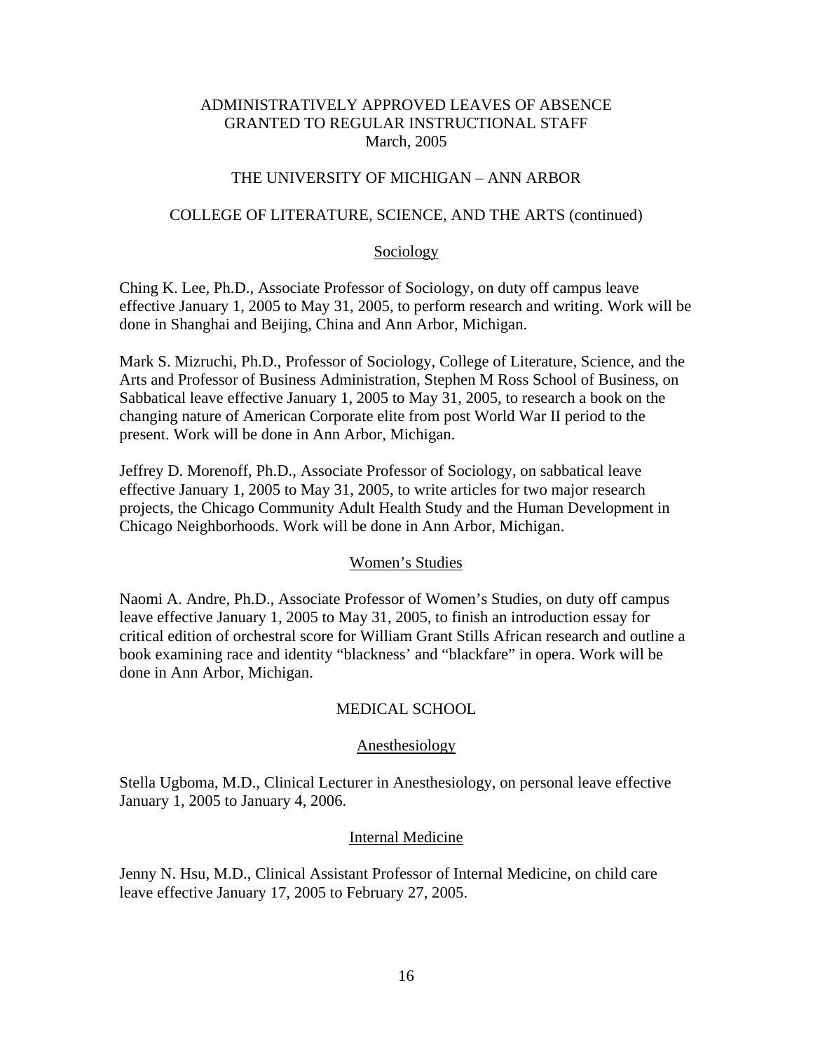ADMINISTRATIVELY APPROVED LEAVES OF ABSENCE
GRANTED TO REGULAR INSTRUCTIONAL STAFF
March, 2005

THE UNIVERSITY OF MICHIGAN – ANN ARBOR

COLLEGE OF LITERATURE, SCIENCE, AND THE ARTS (continued)

### Sociology

Ching K. Lee, Ph.D., Associate Professor of Sociology, on duty off campus leave effective January 1, 2005 to May 31, 2005, to perform research and writing. Work will be done in Shanghai and Beijing, China and Ann Arbor, Michigan.

Mark S. Mizruchi, Ph.D., Professor of Sociology, College of Literature, Science, and the Arts and Professor of Business Administration, Stephen M Ross School of Business, on Sabbatical leave effective January 1, 2005 to May 31, 2005, to research a book on the changing nature of American Corporate elite from post World War II period to the present. Work will be done in Ann Arbor, Michigan.

Jeffrey D. Morenoff, Ph.D., Associate Professor of Sociology, on sabbatical leave effective January 1, 2005 to May 31, 2005, to write articles for two major research projects, the Chicago Community Adult Health Study and the Human Development in Chicago Neighborhoods. Work will be done in Ann Arbor, Michigan.

### Women's Studies

Naomi A. Andre, Ph.D., Associate Professor of Women's Studies, on duty off campus leave effective January 1, 2005 to May 31, 2005, to finish an introduction essay for critical edition of orchestral score for William Grant Stills African research and outline a book examining race and identity "blackness' and "blackfare" in opera. Work will be done in Ann Arbor, Michigan.

MEDICAL SCHOOL

### Anesthesiology

Stella Ugboma, M.D., Clinical Lecturer in Anesthesiology, on personal leave effective January 1, 2005 to January 4, 2006.

### Internal Medicine

Jenny N. Hsu, M.D., Clinical Assistant Professor of Internal Medicine, on child care leave effective January 17, 2005 to February 27, 2005.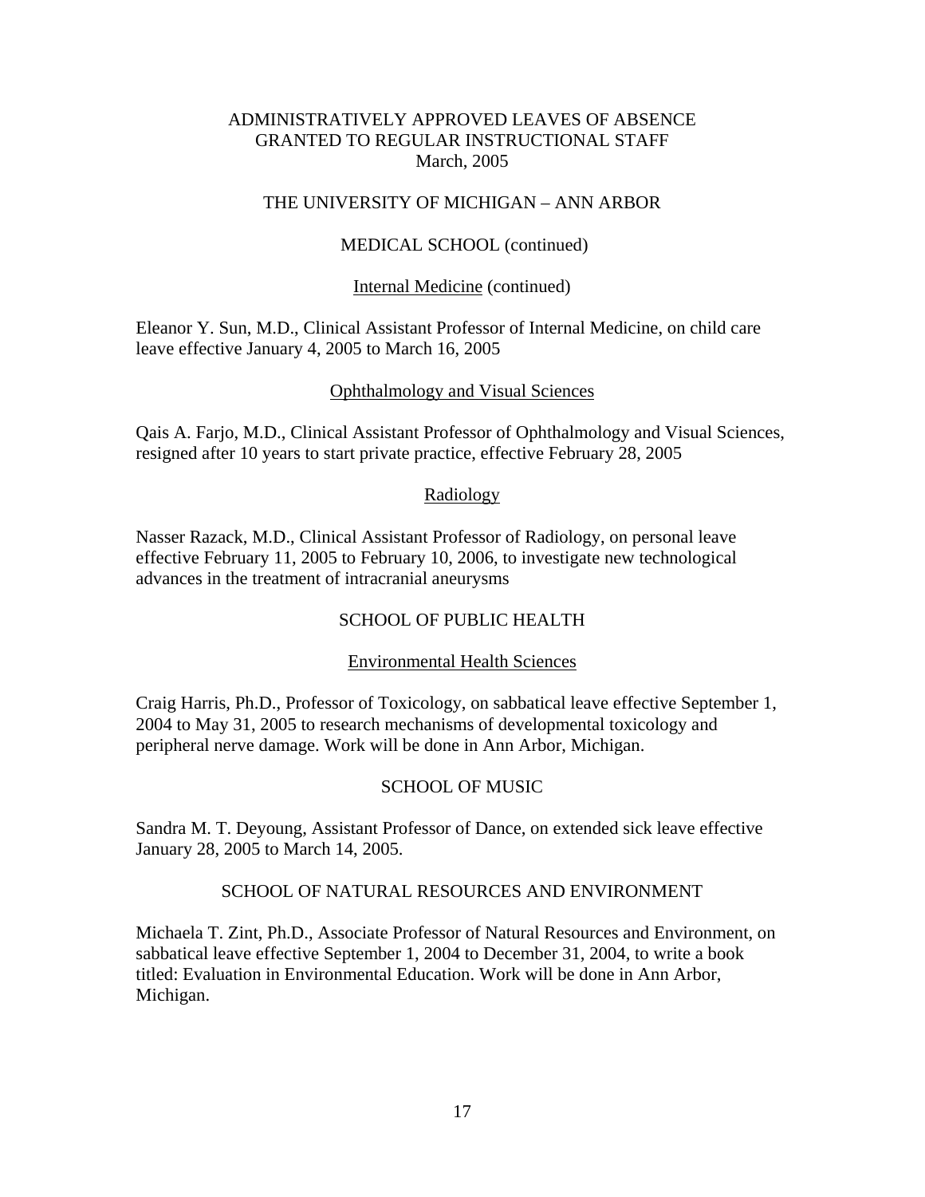# ADMINISTRATIVELY APPROVED LEAVES OF ABSENCE GRANTED TO REGULAR INSTRUCTIONAL STAFF
March, 2005

## THE UNIVERSITY OF MICHIGAN – ANN ARBOR

### MEDICAL SCHOOL (continued)

#### Internal Medicine (continued)

Eleanor Y. Sun, M.D., Clinical Assistant Professor of Internal Medicine, on child care leave effective January 4, 2005 to March 16, 2005

#### Ophthalmology and Visual Sciences

Qais A. Farjo, M.D., Clinical Assistant Professor of Ophthalmology and Visual Sciences, resigned after 10 years to start private practice, effective February 28, 2005

#### Radiology

Nasser Razack, M.D., Clinical Assistant Professor of Radiology, on personal leave effective February 11, 2005 to February 10, 2006, to investigate new technological advances in the treatment of intracranial aneurysms

### SCHOOL OF PUBLIC HEALTH

#### Environmental Health Sciences

Craig Harris, Ph.D., Professor of Toxicology, on sabbatical leave effective September 1, 2004 to May 31, 2005 to research mechanisms of developmental toxicology and peripheral nerve damage. Work will be done in Ann Arbor, Michigan.

### SCHOOL OF MUSIC

Sandra M. T. Deyoung, Assistant Professor of Dance, on extended sick leave effective January 28, 2005 to March 14, 2005.

### SCHOOL OF NATURAL RESOURCES AND ENVIRONMENT

Michaela T. Zint, Ph.D., Associate Professor of Natural Resources and Environment, on sabbatical leave effective September 1, 2004 to December 31, 2004, to write a book titled: Evaluation in Environmental Education. Work will be done in Ann Arbor, Michigan.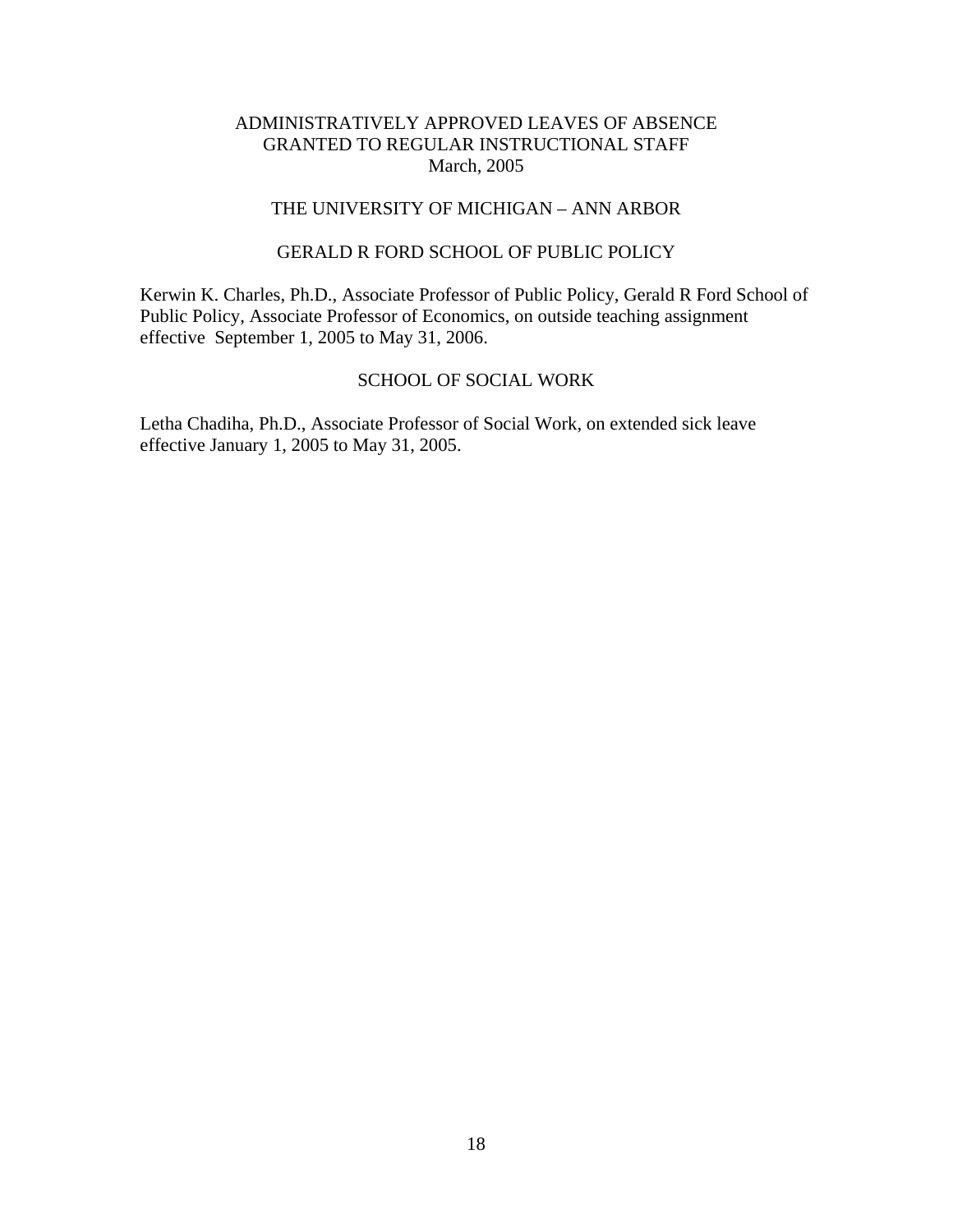# ADMINISTRATIVELY APPROVED LEAVES OF ABSENCE GRANTED TO REGULAR INSTRUCTIONAL STAFF

March, 2005

## THE UNIVERSITY OF MICHIGAN – ANN ARBOR

### GERALD R FORD SCHOOL OF PUBLIC POLICY

Kerwin K. Charles, Ph.D., Associate Professor of Public Policy, Gerald R Ford School of Public Policy, Associate Professor of Economics, on outside teaching assignment effective September 1, 2005 to May 31, 2006.

### SCHOOL OF SOCIAL WORK

Letha Chadiha, Ph.D., Associate Professor of Social Work, on extended sick leave effective January 1, 2005 to May 31, 2005.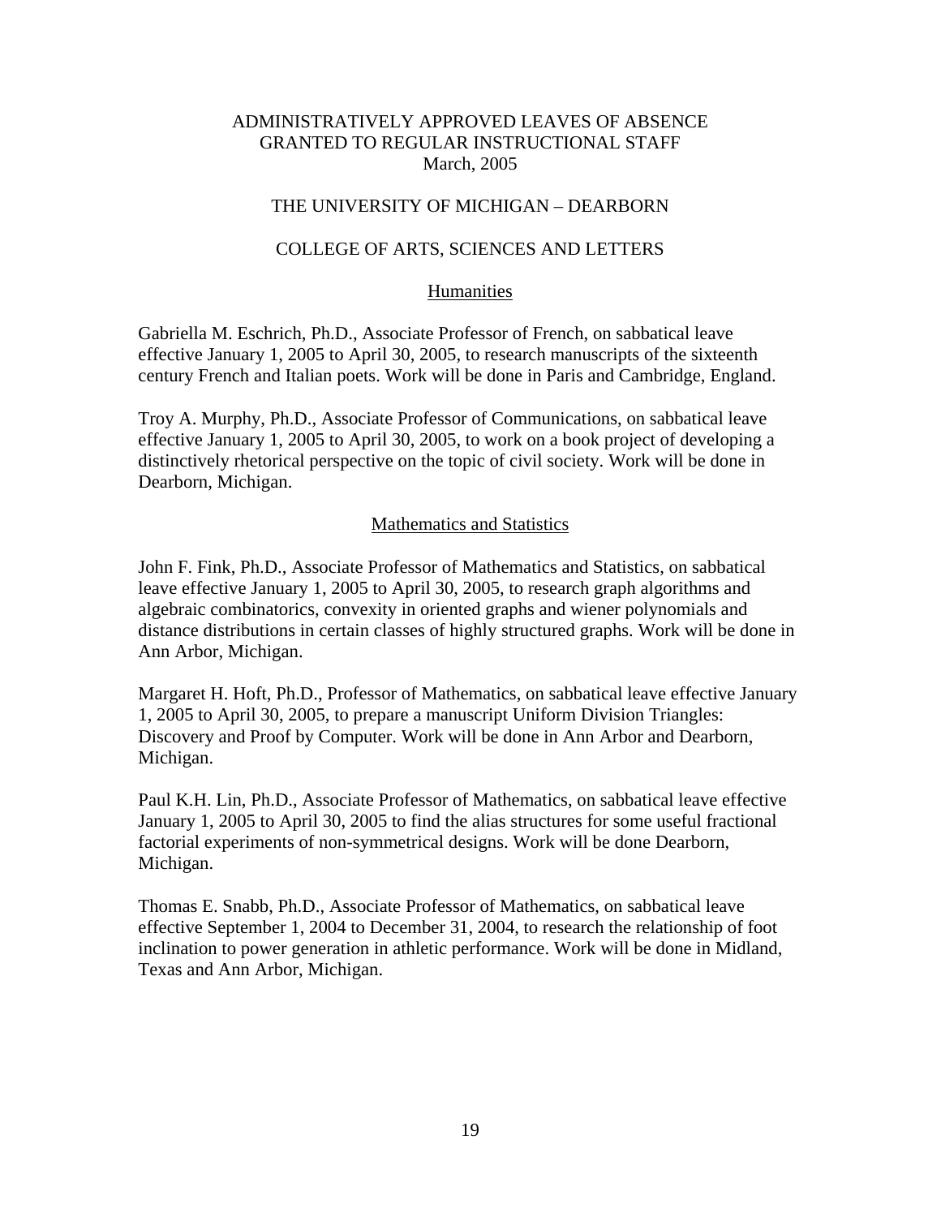# ADMINISTRATIVELY APPROVED LEAVES OF ABSENCE GRANTED TO REGULAR INSTRUCTIONAL STAFF
March, 2005

## THE UNIVERSITY OF MICHIGAN – DEARBORN

## COLLEGE OF ARTS, SCIENCES AND LETTERS

### Humanities

Gabriella M. Eschrich, Ph.D., Associate Professor of French, on sabbatical leave effective January 1, 2005 to April 30, 2005, to research manuscripts of the sixteenth century French and Italian poets. Work will be done in Paris and Cambridge, England.

Troy A. Murphy, Ph.D., Associate Professor of Communications, on sabbatical leave effective January 1, 2005 to April 30, 2005, to work on a book project of developing a distinctively rhetorical perspective on the topic of civil society. Work will be done in Dearborn, Michigan.

### Mathematics and Statistics

John F. Fink, Ph.D., Associate Professor of Mathematics and Statistics, on sabbatical leave effective January 1, 2005 to April 30, 2005, to research graph algorithms and algebraic combinatorics, convexity in oriented graphs and wiener polynomials and distance distributions in certain classes of highly structured graphs. Work will be done in Ann Arbor, Michigan.

Margaret H. Hoft, Ph.D., Professor of Mathematics, on sabbatical leave effective January 1, 2005 to April 30, 2005, to prepare a manuscript Uniform Division Triangles: Discovery and Proof by Computer. Work will be done in Ann Arbor and Dearborn, Michigan.

Paul K.H. Lin, Ph.D., Associate Professor of Mathematics, on sabbatical leave effective January 1, 2005 to April 30, 2005 to find the alias structures for some useful fractional factorial experiments of non-symmetrical designs. Work will be done Dearborn, Michigan.

Thomas E. Snabb, Ph.D., Associate Professor of Mathematics, on sabbatical leave effective September 1, 2004 to December 31, 2004, to research the relationship of foot inclination to power generation in athletic performance. Work will be done in Midland, Texas and Ann Arbor, Michigan.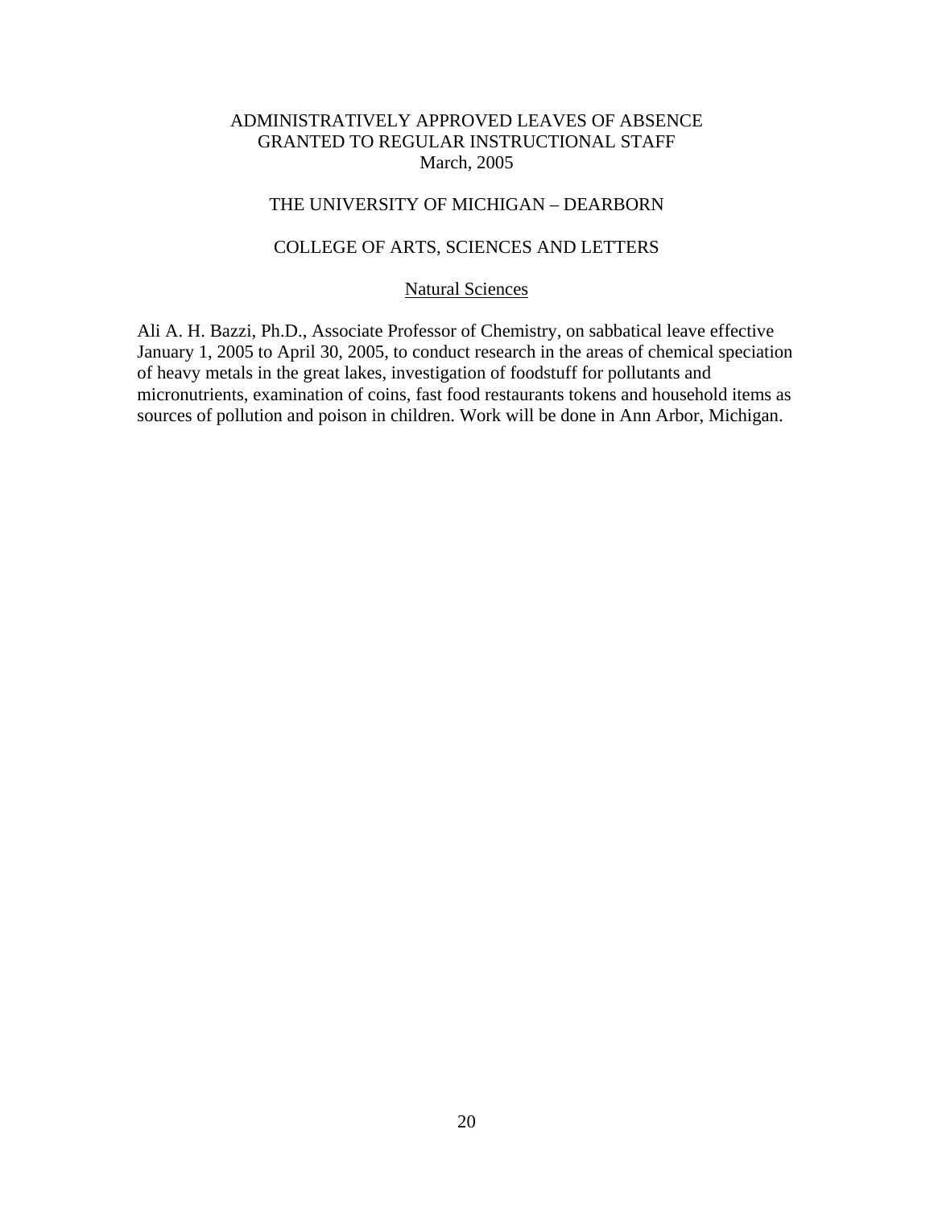# ADMINISTRATIVELY APPROVED LEAVES OF ABSENCE GRANTED TO REGULAR INSTRUCTIONAL STAFF
March, 2005

## THE UNIVERSITY OF MICHIGAN – DEARBORN

## COLLEGE OF ARTS, SCIENCES AND LETTERS

### Natural Sciences

Ali A. H. Bazzi, Ph.D., Associate Professor of Chemistry, on sabbatical leave effective January 1, 2005 to April 30, 2005, to conduct research in the areas of chemical speciation of heavy metals in the great lakes, investigation of foodstuff for pollutants and micronutrients, examination of coins, fast food restaurants tokens and household items as sources of pollution and poison in children. Work will be done in Ann Arbor, Michigan.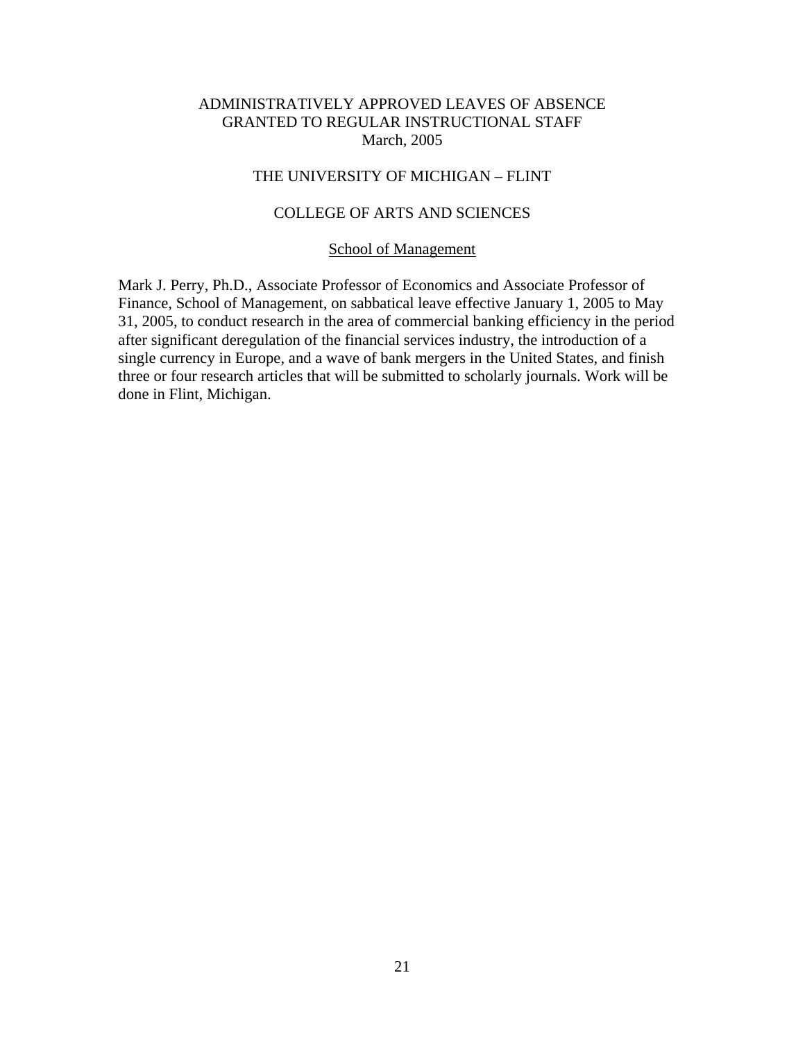# ADMINISTRATIVELY APPROVED LEAVES OF ABSENCE GRANTED TO REGULAR INSTRUCTIONAL STAFF
March, 2005

## THE UNIVERSITY OF MICHIGAN – FLINT

## COLLEGE OF ARTS AND SCIENCES

### School of Management

Mark J. Perry, Ph.D., Associate Professor of Economics and Associate Professor of Finance, School of Management, on sabbatical leave effective January 1, 2005 to May 31, 2005, to conduct research in the area of commercial banking efficiency in the period after significant deregulation of the financial services industry, the introduction of a single currency in Europe, and a wave of bank mergers in the United States, and finish three or four research articles that will be submitted to scholarly journals. Work will be done in Flint, Michigan.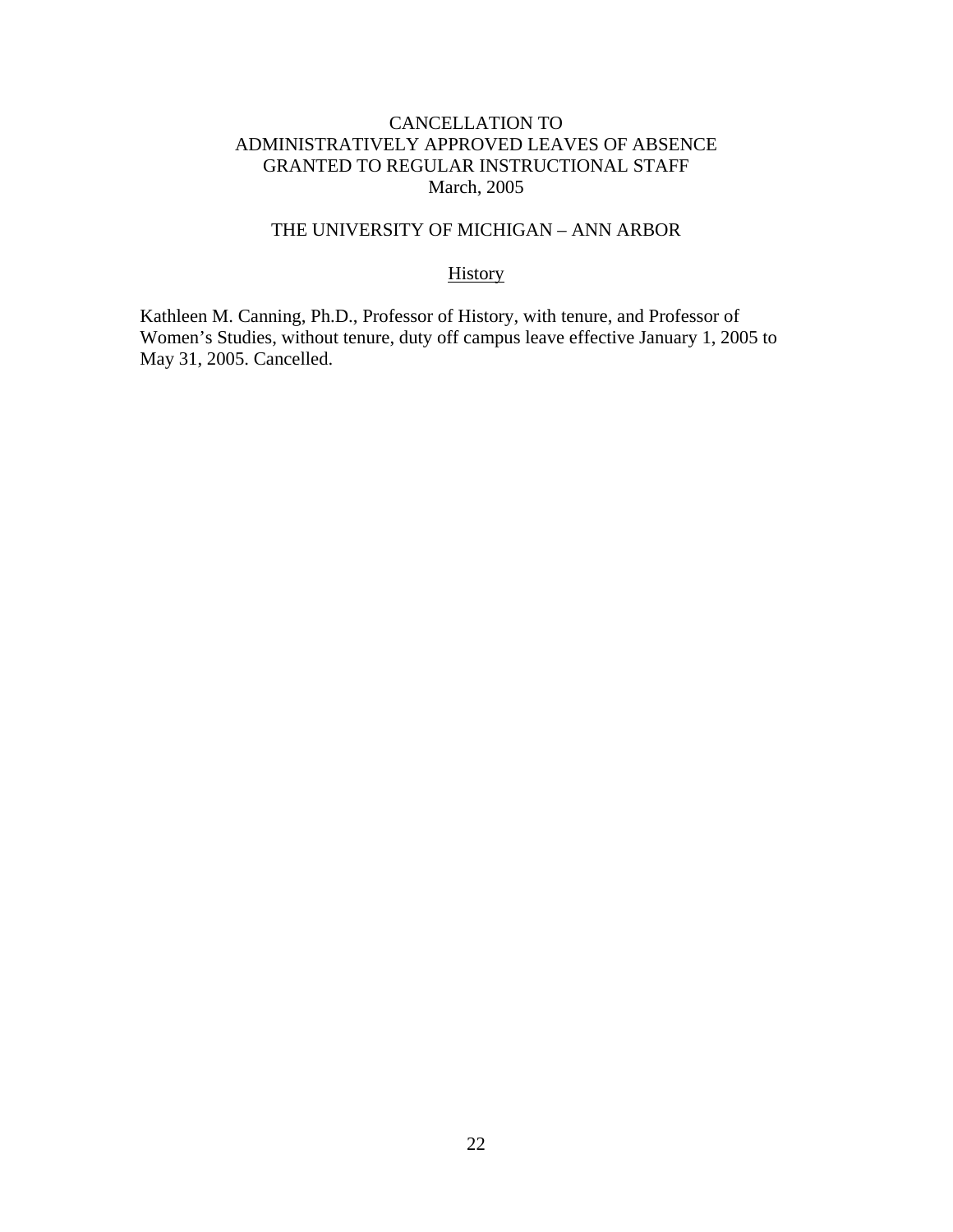# CANCELLATION TO ADMINISTRATIVELY APPROVED LEAVES OF ABSENCE GRANTED TO REGULAR INSTRUCTIONAL STAFF
March, 2005

## THE UNIVERSITY OF MICHIGAN – ANN ARBOR

### History

Kathleen M. Canning, Ph.D., Professor of History, with tenure, and Professor of Women's Studies, without tenure, duty off campus leave effective January 1, 2005 to May 31, 2005. Cancelled.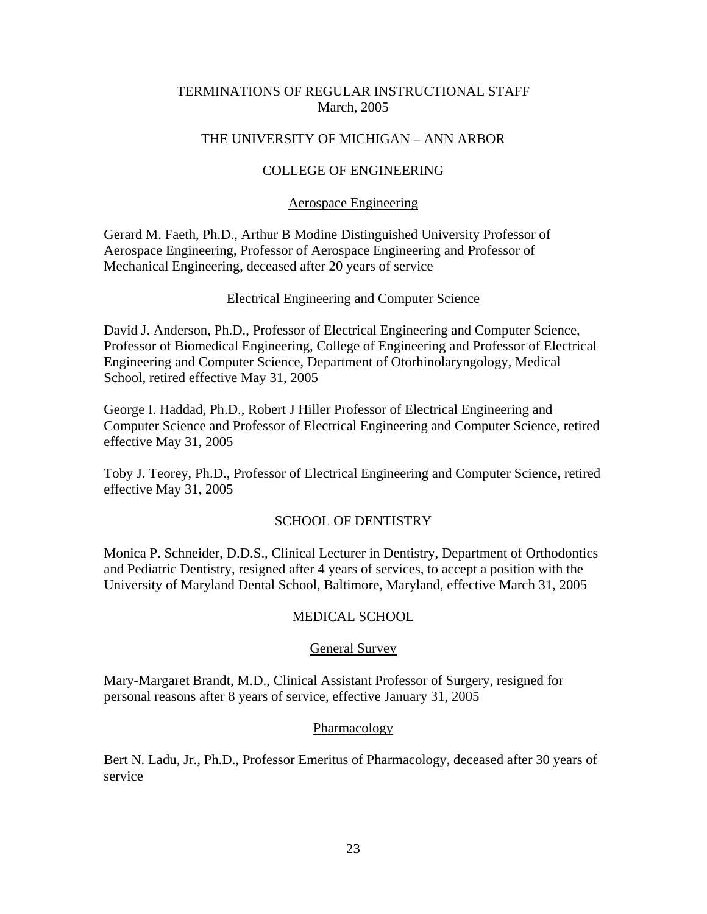# TERMINATIONS OF REGULAR INSTRUCTIONAL STAFF
March, 2005

## THE UNIVERSITY OF MICHIGAN – ANN ARBOR

### COLLEGE OF ENGINEERING

#### Aerospace Engineering

Gerard M. Faeth, Ph.D., Arthur B Modine Distinguished University Professor of Aerospace Engineering, Professor of Aerospace Engineering and Professor of Mechanical Engineering, deceased after 20 years of service

#### Electrical Engineering and Computer Science

David J. Anderson, Ph.D., Professor of Electrical Engineering and Computer Science, Professor of Biomedical Engineering, College of Engineering and Professor of Electrical Engineering and Computer Science, Department of Otorhinolaryngology, Medical School, retired effective May 31, 2005

George I. Haddad, Ph.D., Robert J Hiller Professor of Electrical Engineering and Computer Science and Professor of Electrical Engineering and Computer Science, retired effective May 31, 2005

Toby J. Teorey, Ph.D., Professor of Electrical Engineering and Computer Science, retired effective May 31, 2005

### SCHOOL OF DENTISTRY

Monica P. Schneider, D.D.S., Clinical Lecturer in Dentistry, Department of Orthodontics and Pediatric Dentistry, resigned after 4 years of services, to accept a position with the University of Maryland Dental School, Baltimore, Maryland, effective March 31, 2005

### MEDICAL SCHOOL

#### General Survey

Mary-Margaret Brandt, M.D., Clinical Assistant Professor of Surgery, resigned for personal reasons after 8 years of service, effective January 31, 2005

#### Pharmacology

Bert N. Ladu, Jr., Ph.D., Professor Emeritus of Pharmacology, deceased after 30 years of service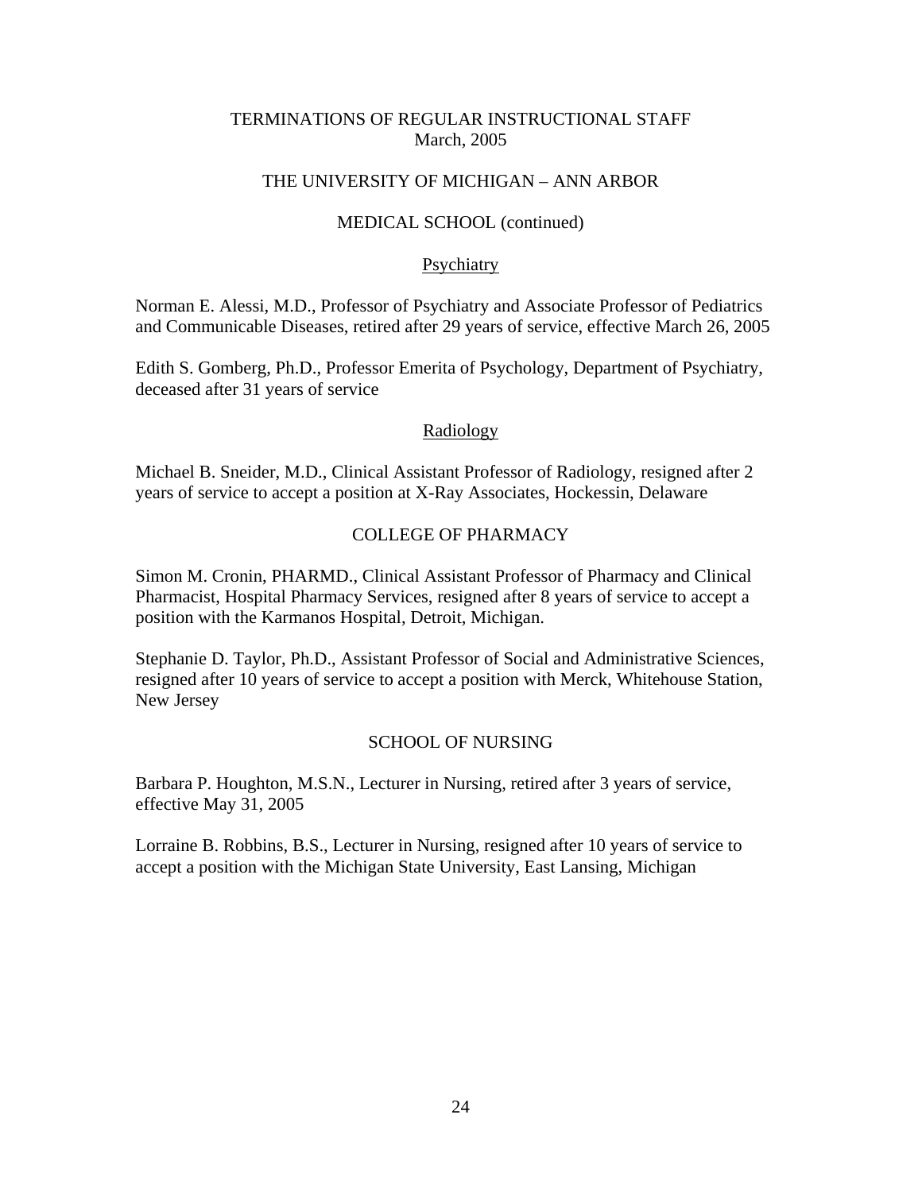# TERMINATIONS OF REGULAR INSTRUCTIONAL STAFF
March, 2005

## THE UNIVERSITY OF MICHIGAN – ANN ARBOR

## MEDICAL SCHOOL (continued)

### Psychiatry

Norman E. Alessi, M.D., Professor of Psychiatry and Associate Professor of Pediatrics and Communicable Diseases, retired after 29 years of service, effective March 26, 2005

Edith S. Gomberg, Ph.D., Professor Emerita of Psychology, Department of Psychiatry, deceased after 31 years of service

### Radiology

Michael B. Sneider, M.D., Clinical Assistant Professor of Radiology, resigned after 2 years of service to accept a position at X-Ray Associates, Hockessin, Delaware

## COLLEGE OF PHARMACY

Simon M. Cronin, PHARMD., Clinical Assistant Professor of Pharmacy and Clinical Pharmacist, Hospital Pharmacy Services, resigned after 8 years of service to accept a position with the Karmanos Hospital, Detroit, Michigan.

Stephanie D. Taylor, Ph.D., Assistant Professor of Social and Administrative Sciences, resigned after 10 years of service to accept a position with Merck, Whitehouse Station, New Jersey

## SCHOOL OF NURSING

Barbara P. Houghton, M.S.N., Lecturer in Nursing, retired after 3 years of service, effective May 31, 2005

Lorraine B. Robbins, B.S., Lecturer in Nursing, resigned after 10 years of service to accept a position with the Michigan State University, East Lansing, Michigan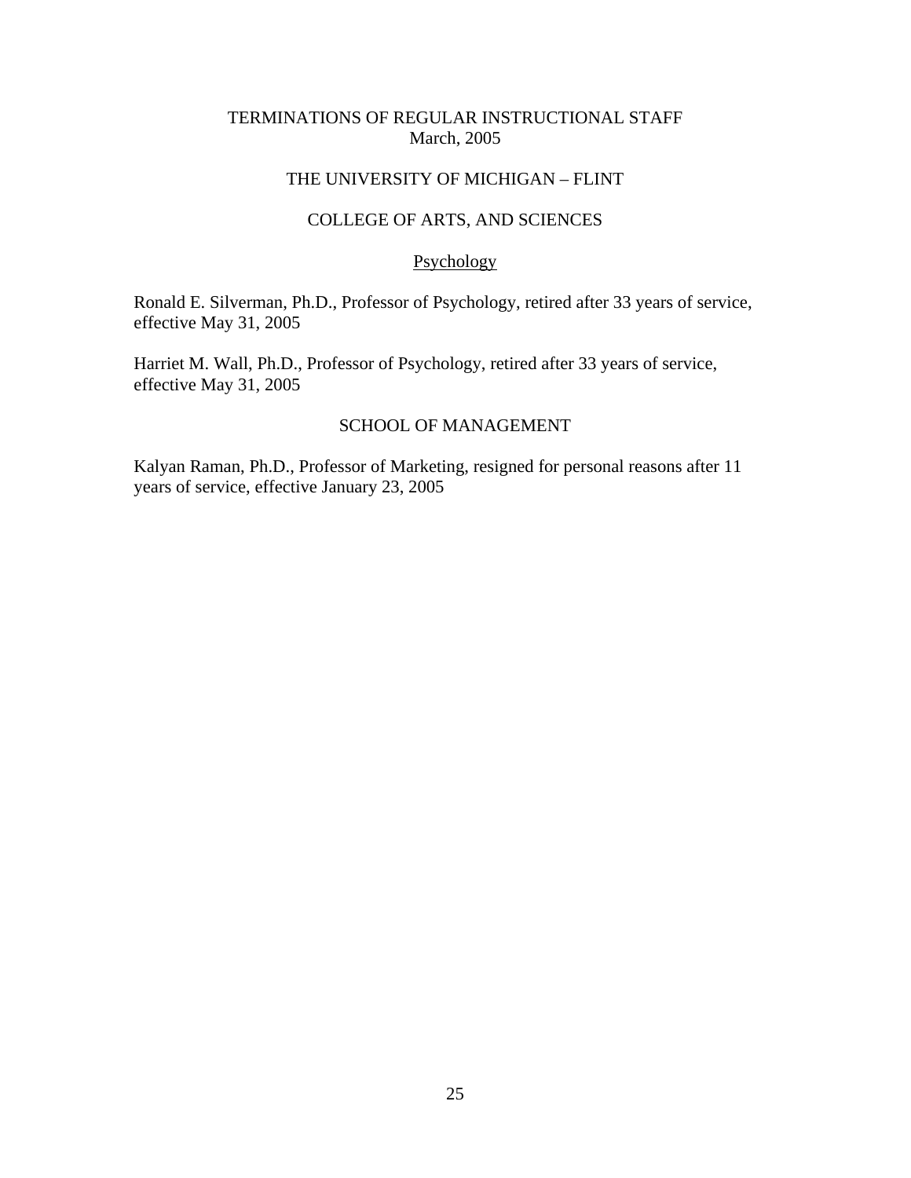# TERMINATIONS OF REGULAR INSTRUCTIONAL STAFF
March, 2005

## THE UNIVERSITY OF MICHIGAN – FLINT

## COLLEGE OF ARTS, AND SCIENCES

### Psychology

Ronald E. Silverman, Ph.D., Professor of Psychology, retired after 33 years of service, effective May 31, 2005

Harriet M. Wall, Ph.D., Professor of Psychology, retired after 33 years of service, effective May 31, 2005

## SCHOOL OF MANAGEMENT

Kalyan Raman, Ph.D., Professor of Marketing, resigned for personal reasons after 11 years of service, effective January 23, 2005